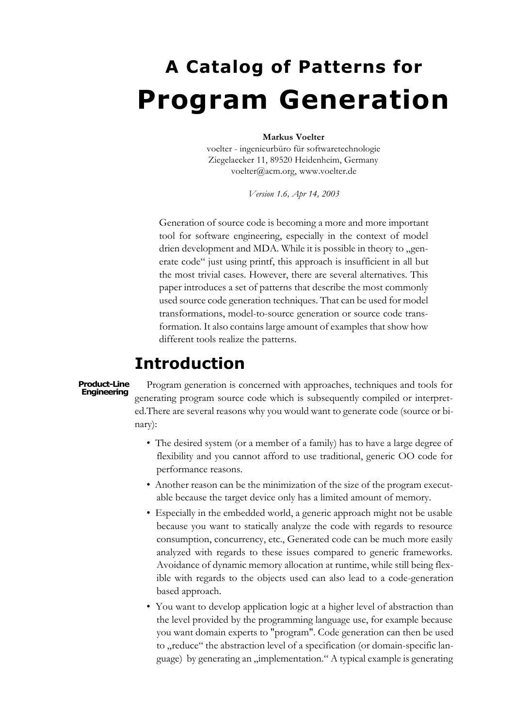# A Catalog of Patterns for **Program Generation**

**Markus Voelter**
voelter - ingenieurbüro für softwaretechnologie
Ziegelaecker 11, 89520 Heidenheim, Germany
voelter@acm.org, www.voelter.de

*Version 1.6, Apr 14, 2003*

Generation of source code is becoming a more and more important tool for software engineering, especially in the context of model drien development and MDA. While it is possible in theory to „generate code“ just using printf, this approach is insufficient in all but the most trivial cases. However, there are several alternatives. This paper introduces a set of patterns that describe the most commonly used source code generation techniques. That can be used for model transformations, model-to-source generation or source code transformation. It also contains large amount of examples that show how different tools realize the patterns.

## Introduction

**Product-Line Engineering**

Program generation is concerned with approaches, techniques and tools for generating program source code which is subsequently compiled or interpreted.There are several reasons why you would want to generate code (source or binary):

- The desired system (or a member of a family) has to have a large degree of flexibility and you cannot afford to use traditional, generic OO code for performance reasons.
- Another reason can be the minimization of the size of the program executable because the target device only has a limited amount of memory.
- Especially in the embedded world, a generic approach might not be usable because you want to statically analyze the code with regards to resource consumption, concurrency, etc., Generated code can be much more easily analyzed with regards to these issues compared to generic frameworks. Avoidance of dynamic memory allocation at runtime, while still being flexible with regards to the objects used can also lead to a code-generation based approach.
- You want to develop application logic at a higher level of abstraction than the level provided by the programming language use, for example because you want domain experts to "program". Code generation can then be used to „reduce“ the abstraction level of a specification (or domain-specific language) by generating an „implementation.“ A typical example is generating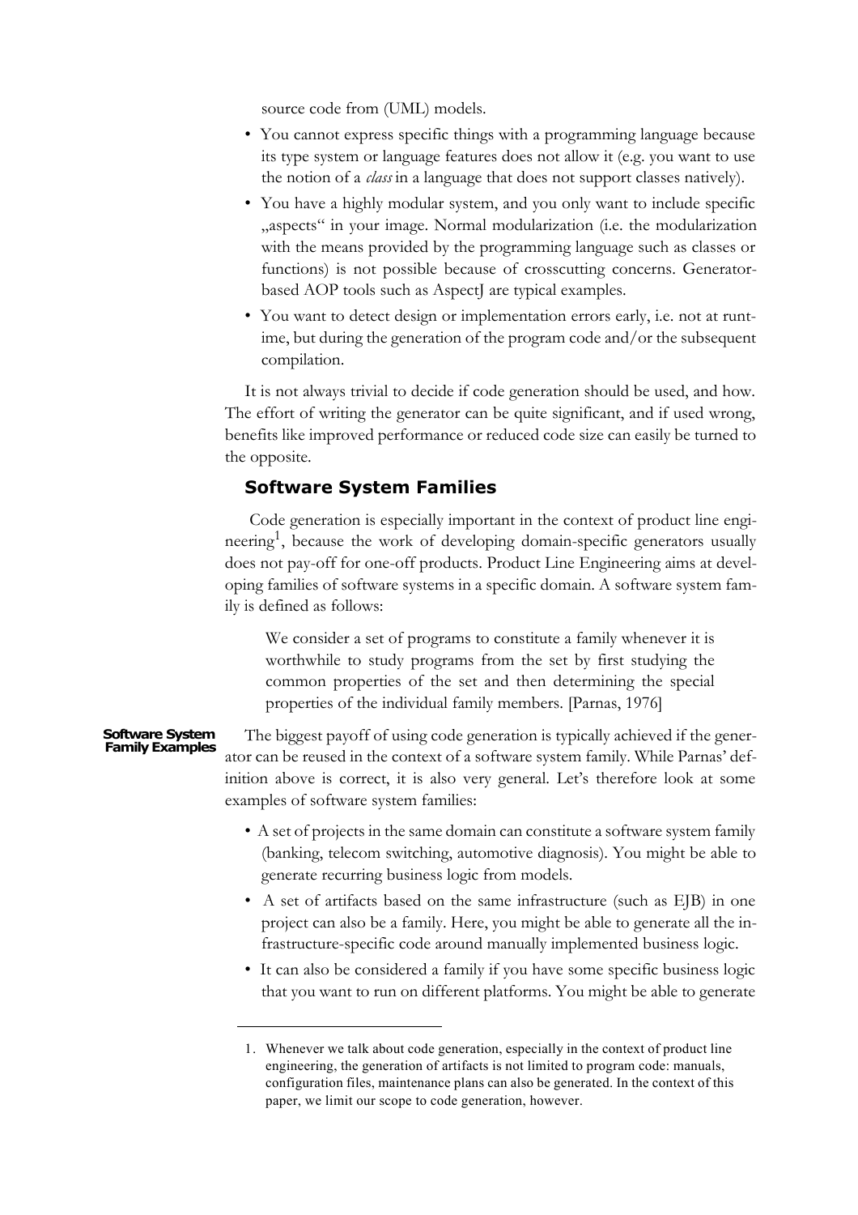source code from (UML) models.

- You cannot express specific things with a programming language because its type system or language features does not allow it (e.g. you want to use the notion of a *class* in a language that does not support classes natively).
- You have a highly modular system, and you only want to include specific „aspects" in your image. Normal modularization (i.e. the modularization with the means provided by the programming language such as classes or functions) is not possible because of crosscutting concerns. Generator-based AOP tools such as AspectJ are typical examples.
- You want to detect design or implementation errors early, i.e. not at runtime, but during the generation of the program code and/or the subsequent compilation.

It is not always trivial to decide if code generation should be used, and how. The effort of writing the generator can be quite significant, and if used wrong, benefits like improved performance or reduced code size can easily be turned to the opposite.

## Software System Families

Code generation is especially important in the context of product line engineering[1], because the work of developing domain-specific generators usually does not pay-off for one-off products. Product Line Engineering aims at developing families of software systems in a specific domain. A software system family is defined as follows:

> We consider a set of programs to constitute a family whenever it is worthwhile to study programs from the set by first studying the common properties of the set and then determining the special properties of the individual family members. [Parnas, 1976]

**Software System Family Examples**

The biggest payoff of using code generation is typically achieved if the generator can be reused in the context of a software system family. While Parnas' definition above is correct, it is also very general. Let's therefore look at some examples of software system families:

- A set of projects in the same domain can constitute a software system family (banking, telecom switching, automotive diagnosis). You might be able to generate recurring business logic from models.
- A set of artifacts based on the same infrastructure (such as EJB) in one project can also be a family. Here, you might be able to generate all the infrastructure-specific code around manually implemented business logic.
- It can also be considered a family if you have some specific business logic that you want to run on different platforms. You might be able to generate

1. Whenever we talk about code generation, especially in the context of product line engineering, the generation of artifacts is not limited to program code: manuals, configuration files, maintenance plans can also be generated. In the context of this paper, we limit our scope to code generation, however.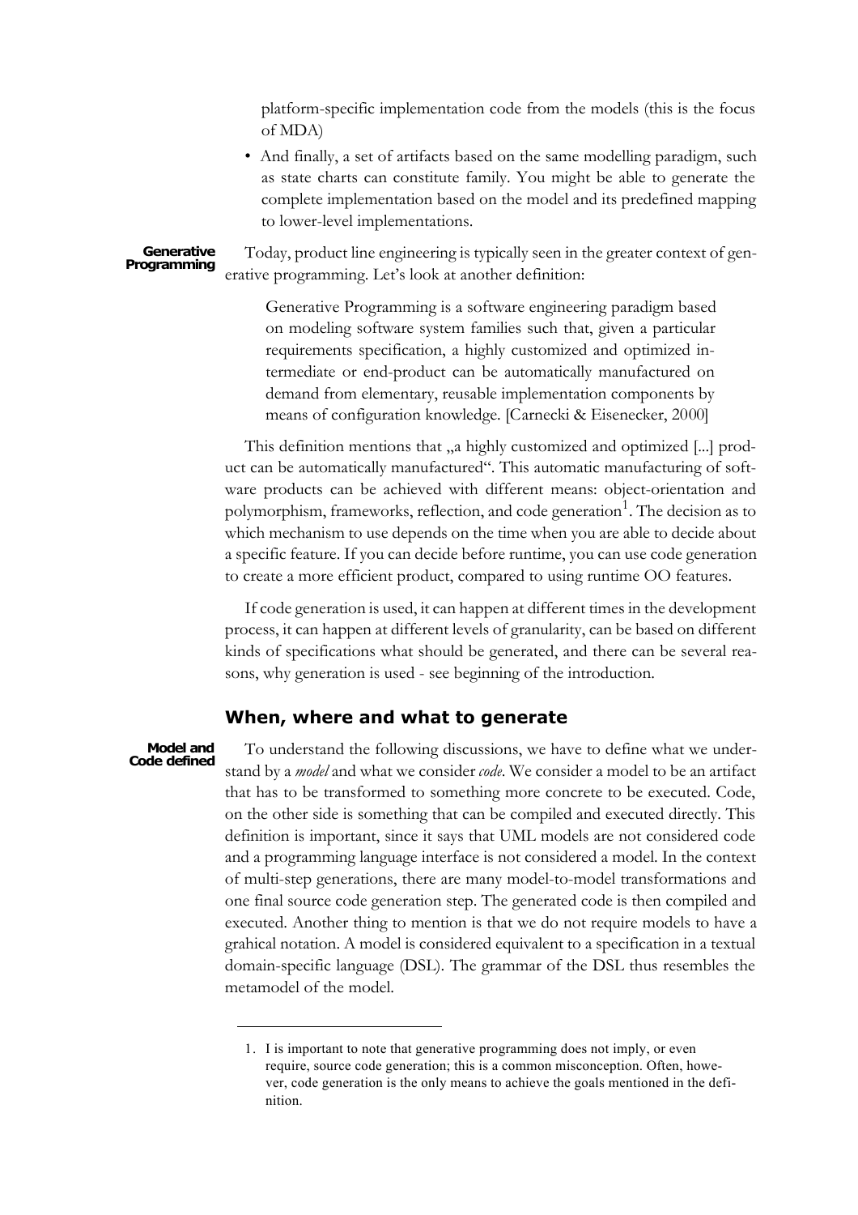platform-specific implementation code from the models (this is the focus of MDA)

- And finally, a set of artifacts based on the same modelling paradigm, such as state charts can constitute family. You might be able to generate the complete implementation based on the model and its predefined mapping to lower-level implementations.

**Generative Programming**

Today, product line engineering is typically seen in the greater context of generative programming. Let's look at another definition:

> Generative Programming is a software engineering paradigm based on modeling software system families such that, given a particular requirements specification, a highly customized and optimized intermediate or end-product can be automatically manufactured on demand from elementary, reusable implementation components by means of configuration knowledge. [Carnecki & Eisenecker, 2000]

This definition mentions that „a highly customized and optimized [...] product can be automatically manufactured". This automatic manufacturing of software products can be achieved with different means: object-orientation and polymorphism, frameworks, reflection, and code generation[1]. The decision as to which mechanism to use depends on the time when you are able to decide about a specific feature. If you can decide before runtime, you can use code generation to create a more efficient product, compared to using runtime OO features.

If code generation is used, it can happen at different times in the development process, it can happen at different levels of granularity, can be based on different kinds of specifications what should be generated, and there can be several reasons, why generation is used - see beginning of the introduction.

## When, where and what to generate

**Model and Code defined**

To understand the following discussions, we have to define what we understand by a *model* and what we consider *code*. We consider a model to be an artifact that has to be transformed to something more concrete to be executed. Code, on the other side is something that can be compiled and executed directly. This definition is important, since it says that UML models are not considered code and a programming language interface is not considered a model. In the context of multi-step generations, there are many model-to-model transformations and one final source code generation step. The generated code is then compiled and executed. Another thing to mention is that we do not require models to have a grahical notation. A model is considered equivalent to a specification in a textual domain-specific language (DSL). The grammar of the DSL thus resembles the metamodel of the model.

---

1. I is important to note that generative programming does not imply, or even require, source code generation; this is a common misconception. Often, however, code generation is the only means to achieve the goals mentioned in the definition.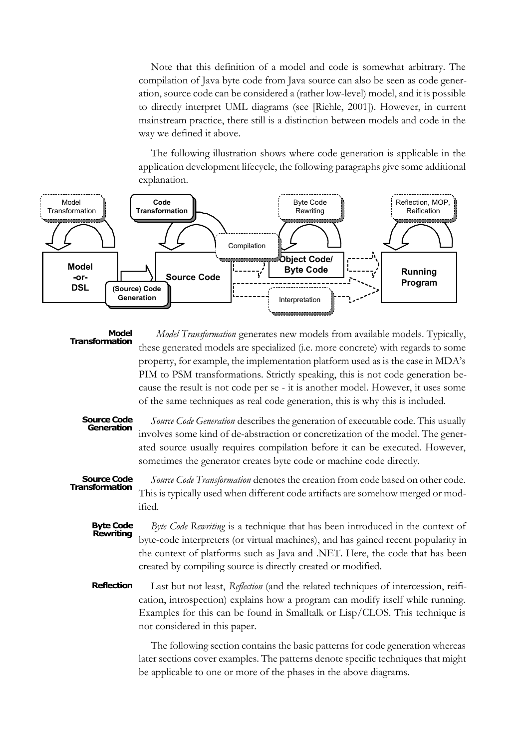Note that this definition of a model and code is somewhat arbitrary. The compilation of Java byte code from Java source can also be seen as code generation, source code can be considered a (rather low-level) model, and it is possible to directly interpret UML diagrams (see [Riehle, 2001]). However, in current mainstream practice, there still is a distinction between models and code in the way we defined it above.

The following illustration shows where code generation is applicable in the application development lifecycle, the following paragraphs give some additional explanation.

**Model Transformation** — *Model Transformation* generates new models from available models. Typically, these generated models are specialized (i.e. more concrete) with regards to some property, for example, the implementation platform used as is the case in MDA's PIM to PSM transformations. Strictly speaking, this is not code generation because the result is not code per se - it is another model. However, it uses some of the same techniques as real code generation, this is why this is included.

**Source Code Generation** — *Source Code Generation* describes the generation of executable code. This usually involves some kind of de-abstraction or concretization of the model. The generated source usually requires compilation before it can be executed. However, sometimes the generator creates byte code or machine code directly.

**Source Code Transformation** — *Source Code Transformation* denotes the creation from code based on other code. This is typically used when different code artifacts are somehow merged or modified.

**Byte Code Rewriting** — *Byte Code Rewriting* is a technique that has been introduced in the context of byte-code interpreters (or virtual machines), and has gained recent popularity in the context of platforms such as Java and .NET. Here, the code that has been created by compiling source is directly created or modified.

**Reflection** — Last but not least, *Reflection* (and the related techniques of intercession, reification, introspection) explains how a program can modify itself while running. Examples for this can be found in Smalltalk or Lisp/CLOS. This technique is not considered in this paper.

The following section contains the basic patterns for code generation whereas later sections cover examples. The patterns denote specific techniques that might be applicable to one or more of the phases in the above diagrams.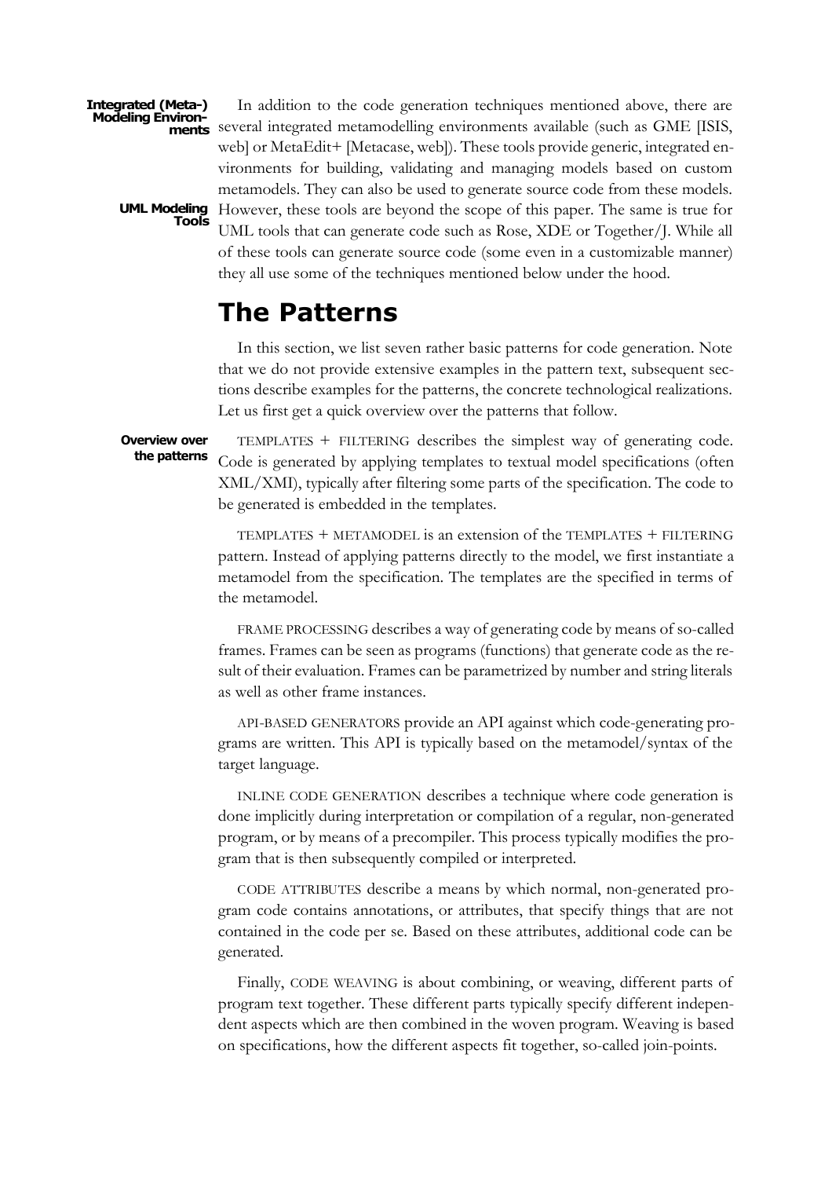**Integrated (Meta-) Modeling Environments**

In addition to the code generation techniques mentioned above, there are several integrated metamodelling environments available (such as GME [ISIS, web] or MetaEdit+ [Metacase, web]). These tools provide generic, integrated environments for building, validating and managing models based on custom metamodels. They can also be used to generate source code from these models. However, these tools are beyond the scope of this paper. The same is true for UML tools that can generate code such as Rose, XDE or Together/J. While all of these tools can generate source code (some even in a customizable manner) they all use some of the techniques mentioned below under the hood.

**UML Modeling Tools**

# The Patterns

In this section, we list seven rather basic patterns for code generation. Note that we do not provide extensive examples in the pattern text, subsequent sections describe examples for the patterns, the concrete technological realizations. Let us first get a quick overview over the patterns that follow.

**Overview over the patterns**

TEMPLATES + FILTERING describes the simplest way of generating code. Code is generated by applying templates to textual model specifications (often XML/XMI), typically after filtering some parts of the specification. The code to be generated is embedded in the templates.

TEMPLATES + METAMODEL is an extension of the TEMPLATES + FILTERING pattern. Instead of applying patterns directly to the model, we first instantiate a metamodel from the specification. The templates are the specified in terms of the metamodel.

FRAME PROCESSING describes a way of generating code by means of so-called frames. Frames can be seen as programs (functions) that generate code as the result of their evaluation. Frames can be parametrized by number and string literals as well as other frame instances.

API-BASED GENERATORS provide an API against which code-generating programs are written. This API is typically based on the metamodel/syntax of the target language.

INLINE CODE GENERATION describes a technique where code generation is done implicitly during interpretation or compilation of a regular, non-generated program, or by means of a precompiler. This process typically modifies the program that is then subsequently compiled or interpreted.

CODE ATTRIBUTES describe a means by which normal, non-generated program code contains annotations, or attributes, that specify things that are not contained in the code per se. Based on these attributes, additional code can be generated.

Finally, CODE WEAVING is about combining, or weaving, different parts of program text together. These different parts typically specify different independent aspects which are then combined in the woven program. Weaving is based on specifications, how the different aspects fit together, so-called join-points.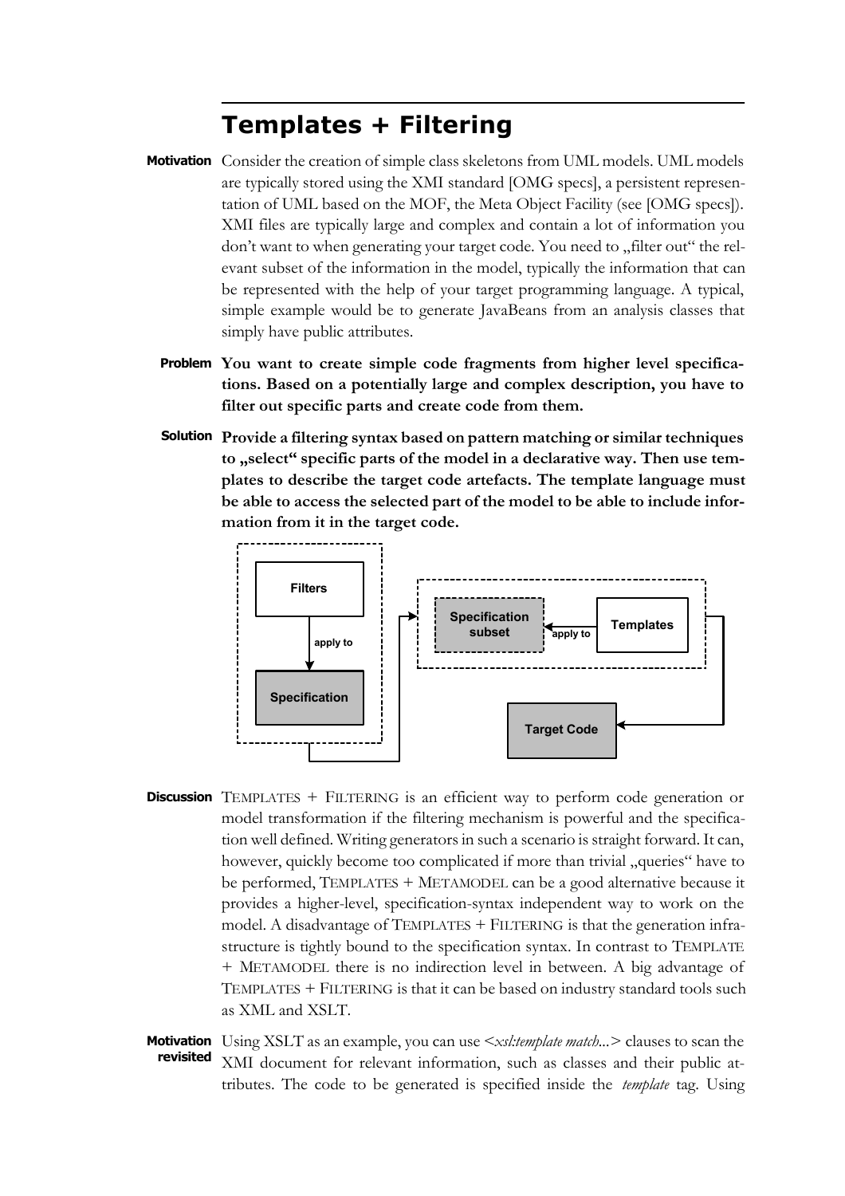## Templates + Filtering

**Motivation** Consider the creation of simple class skeletons from UML models. UML models are typically stored using the XMI standard [OMG specs], a persistent representation of UML based on the MOF, the Meta Object Facility (see [OMG specs]). XMI files are typically large and complex and contain a lot of information you don't want to when generating your target code. You need to „filter out" the relevant subset of the information in the model, typically the information that can be represented with the help of your target programming language. A typical, simple example would be to generate JavaBeans from an analysis classes that simply have public attributes.

**Problem** **You want to create simple code fragments from higher level specifications. Based on a potentially large and complex description, you have to filter out specific parts and create code from them.**

**Solution** **Provide a filtering syntax based on pattern matching or similar techniques to „select" specific parts of the model in a declarative way. Then use templates to describe the target code artefacts. The template language must be able to access the selected part of the model to be able to include information from it in the target code.**

Filters — apply to → Specification → Specification subset ← apply to — Templates → Target Code

**Discussion** TEMPLATES + FILTERING is an efficient way to perform code generation or model transformation if the filtering mechanism is powerful and the specification well defined. Writing generators in such a scenario is straight forward. It can, however, quickly become too complicated if more than trivial „queries" have to be performed, TEMPLATES + METAMODEL can be a good alternative because it provides a higher-level, specification-syntax independent way to work on the model. A disadvantage of TEMPLATES + FILTERING is that the generation infrastructure is tightly bound to the specification syntax. In contrast to TEMPLATE + METAMODEL there is no indirection level in between. A big advantage of TEMPLATES + FILTERING is that it can be based on industry standard tools such as XML and XSLT.

**Motivation revisited** Using XSLT as an example, you can use *<xsl:template match...>* clauses to scan the XMI document for relevant information, such as classes and their public attributes. The code to be generated is specified inside the *template* tag. Using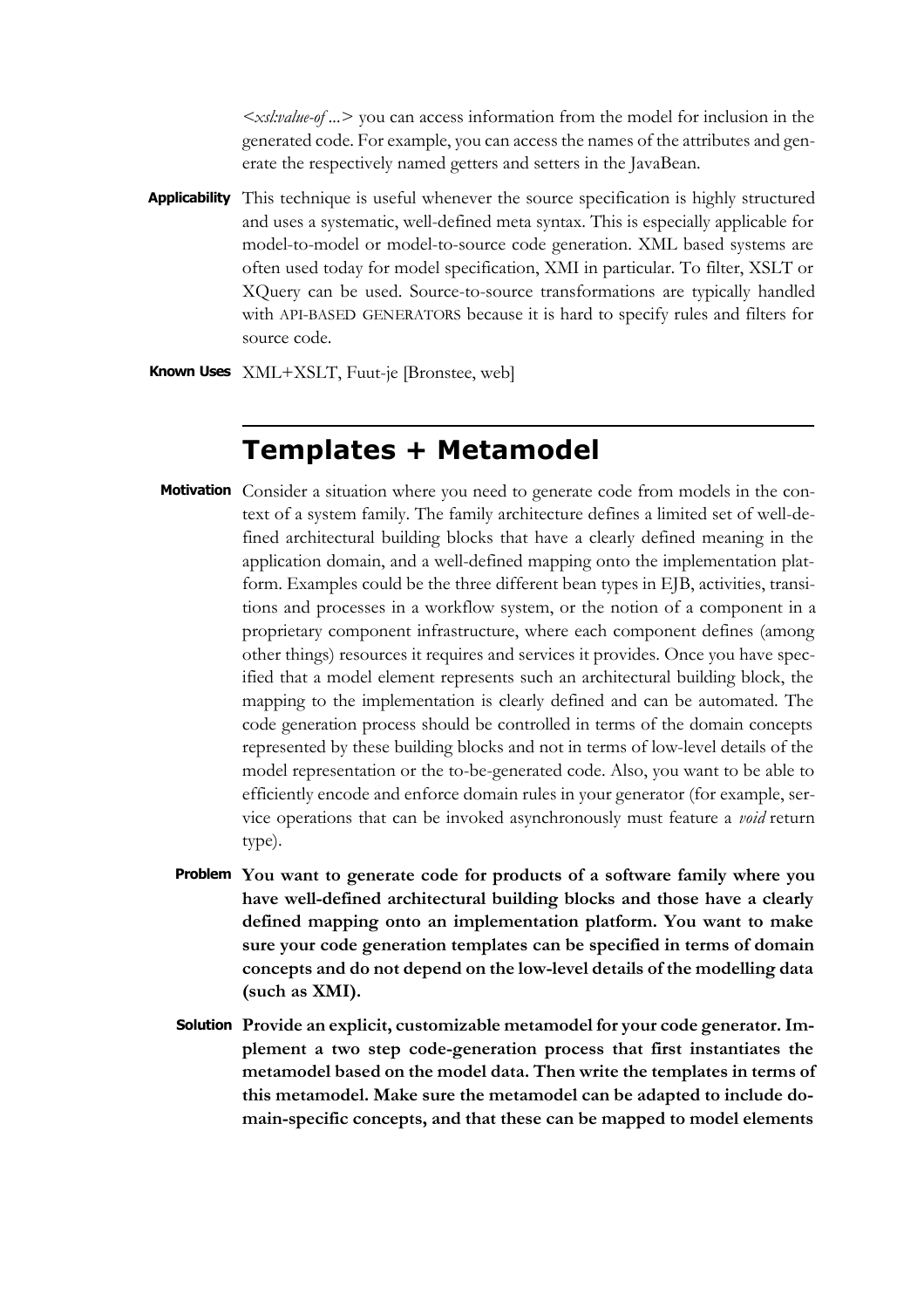*<xsl:value-of ...>* you can access information from the model for inclusion in the generated code. For example, you can access the names of the attributes and generate the respectively named getters and setters in the JavaBean.

**Applicability** This technique is useful whenever the source specification is highly structured and uses a systematic, well-defined meta syntax. This is especially applicable for model-to-model or model-to-source code generation. XML based systems are often used today for model specification, XMI in particular. To filter, XSLT or XQuery can be used. Source-to-source transformations are typically handled with API-BASED GENERATORS because it is hard to specify rules and filters for source code.

**Known Uses** XML+XSLT, Fuut-je [Bronstee, web]

## Templates + Metamodel

**Motivation** Consider a situation where you need to generate code from models in the context of a system family. The family architecture defines a limited set of well-defined architectural building blocks that have a clearly defined meaning in the application domain, and a well-defined mapping onto the implementation platform. Examples could be the three different bean types in EJB, activities, transitions and processes in a workflow system, or the notion of a component in a proprietary component infrastructure, where each component defines (among other things) resources it requires and services it provides. Once you have specified that a model element represents such an architectural building block, the mapping to the implementation is clearly defined and can be automated. The code generation process should be controlled in terms of the domain concepts represented by these building blocks and not in terms of low-level details of the model representation or the to-be-generated code. Also, you want to be able to efficiently encode and enforce domain rules in your generator (for example, service operations that can be invoked asynchronously must feature a *void* return type).

**Problem** **You want to generate code for products of a software family where you have well-defined architectural building blocks and those have a clearly defined mapping onto an implementation platform. You want to make sure your code generation templates can be specified in terms of domain concepts and do not depend on the low-level details of the modelling data (such as XMI).**

**Solution** **Provide an explicit, customizable metamodel for your code generator. Implement a two step code-generation process that first instantiates the metamodel based on the model data. Then write the templates in terms of this metamodel. Make sure the metamodel can be adapted to include domain-specific concepts, and that these can be mapped to model elements**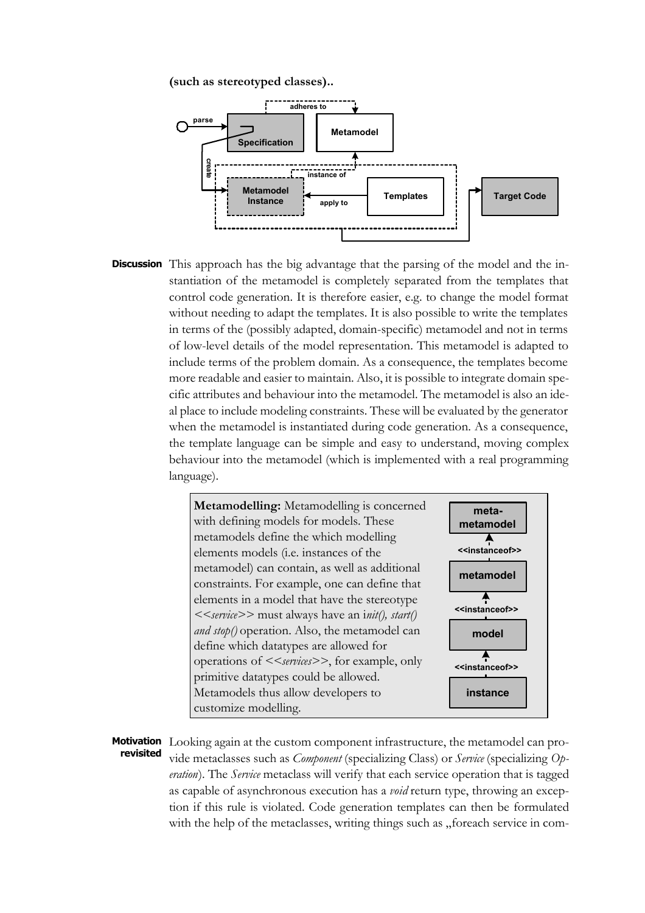**(such as stereotyped classes)..**

**Discussion** This approach has the big advantage that the parsing of the model and the instantiation of the metamodel is completely separated from the templates that control code generation. It is therefore easier, e.g. to change the model format without needing to adapt the templates. It is also possible to write the templates in terms of the (possibly adapted, domain-specific) metamodel and not in terms of low-level details of the model representation. This metamodel is adapted to include terms of the problem domain. As a consequence, the templates become more readable and easier to maintain. Also, it is possible to integrate domain specific attributes and behaviour into the metamodel. The metamodel is also an ideal place to include modeling constraints. These will be evaluated by the generator when the metamodel is instantiated during code generation. As a consequence, the template language can be simple and easy to understand, moving complex behaviour into the metamodel (which is implemented with a real programming language).

> **Metamodelling:** Metamodelling is concerned with defining models for models. These metamodels define the which modelling elements models (i.e. instances of the metamodel) can contain, as well as additional constraints. For example, one can define that elements in a model that have the stereotype <<*service*>> must always have an i*nit(), start() and stop()* operation. Also, the metamodel can define which datatypes are allowed for operations of <<*services*>>, for example, only primitive datatypes could be allowed. Metamodels thus allow developers to customize modelling.

**Motivation revisited** Looking again at the custom component infrastructure, the metamodel can provide metaclasses such as *Component* (specializing Class) or *Service* (specializing *Operation*). The *Service* metaclass will verify that each service operation that is tagged as capable of asynchronous execution has a *void* return type, throwing an exception if this rule is violated. Code generation templates can then be formulated with the help of the metaclasses, writing things such as „foreach service in com-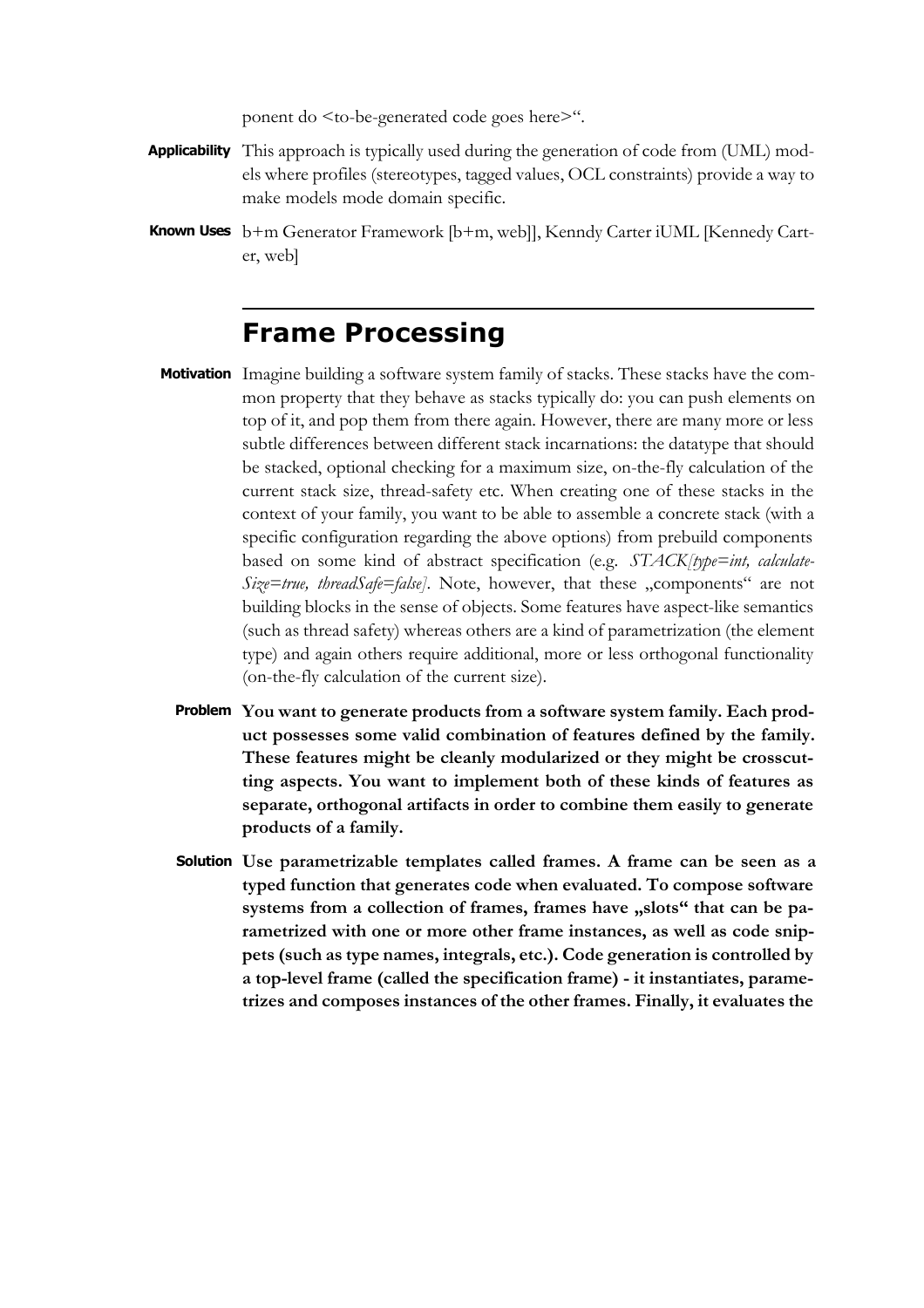ponent do <to-be-generated code goes here>".

**Applicability** This approach is typically used during the generation of code from (UML) models where profiles (stereotypes, tagged values, OCL constraints) provide a way to make models mode domain specific.

**Known Uses** b+m Generator Framework [b+m, web]], Kenndy Carter iUML [Kennedy Carter, web]

## Frame Processing

**Motivation** Imagine building a software system family of stacks. These stacks have the common property that they behave as stacks typically do: you can push elements on top of it, and pop them from there again. However, there are many more or less subtle differences between different stack incarnations: the datatype that should be stacked, optional checking for a maximum size, on-the-fly calculation of the current stack size, thread-safety etc. When creating one of these stacks in the context of your family, you want to be able to assemble a concrete stack (with a specific configuration regarding the above options) from prebuild components based on some kind of abstract specification (e.g. *STACK[type=int, calculateSize=true, threadSafe=false]*. Note, however, that these „components" are not building blocks in the sense of objects. Some features have aspect-like semantics (such as thread safety) whereas others are a kind of parametrization (the element type) and again others require additional, more or less orthogonal functionality (on-the-fly calculation of the current size).

**Problem** **You want to generate products from a software system family. Each product possesses some valid combination of features defined by the family. These features might be cleanly modularized or they might be crosscutting aspects. You want to implement both of these kinds of features as separate, orthogonal artifacts in order to combine them easily to generate products of a family.**

**Solution** **Use parametrizable templates called frames. A frame can be seen as a typed function that generates code when evaluated. To compose software systems from a collection of frames, frames have „slots" that can be parametrized with one or more other frame instances, as well as code snippets (such as type names, integrals, etc.). Code generation is controlled by a top-level frame (called the specification frame) - it instantiates, parametrizes and composes instances of the other frames. Finally, it evaluates the**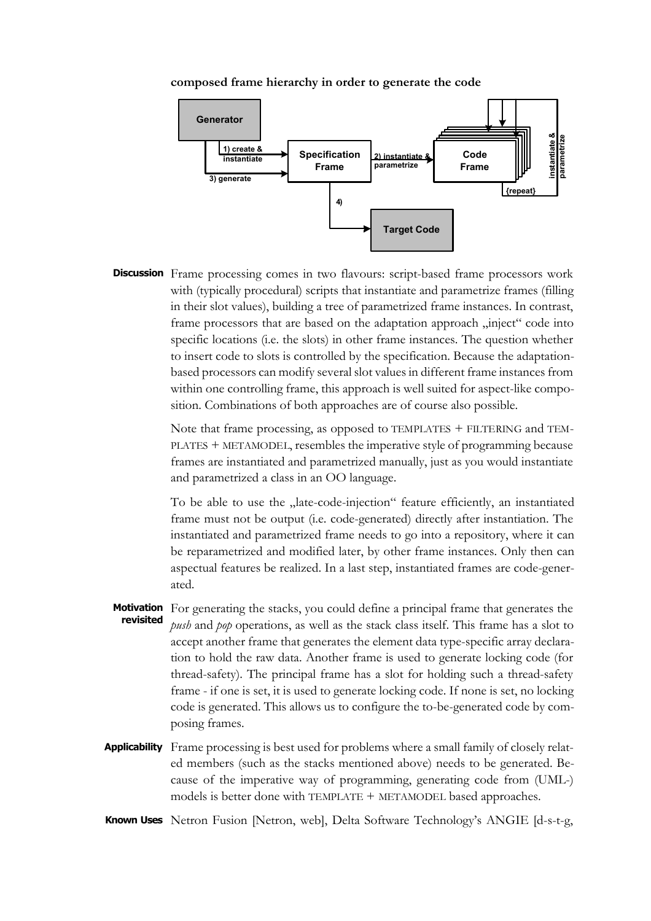**composed frame hierarchy in order to generate the code**

**Discussion** Frame processing comes in two flavours: script-based frame processors work with (typically procedural) scripts that instantiate and parametrize frames (filling in their slot values), building a tree of parametrized frame instances. In contrast, frame processors that are based on the adaptation approach „inject" code into specific locations (i.e. the slots) in other frame instances. The question whether to insert code to slots is controlled by the specification. Because the adaptation-based processors can modify several slot values in different frame instances from within one controlling frame, this approach is well suited for aspect-like composition. Combinations of both approaches are of course also possible.

Note that frame processing, as opposed to TEMPLATES + FILTERING and TEMPLATES + METAMODEL, resembles the imperative style of programming because frames are instantiated and parametrized manually, just as you would instantiate and parametrized a class in an OO language.

To be able to use the „late-code-injection" feature efficiently, an instantiated frame must not be output (i.e. code-generated) directly after instantiation. The instantiated and parametrized frame needs to go into a repository, where it can be reparametrized and modified later, by other frame instances. Only then can aspectual features be realized. In a last step, instantiated frames are code-generated.

**Motivation revisited** For generating the stacks, you could define a principal frame that generates the *push* and *pop* operations, as well as the stack class itself. This frame has a slot to accept another frame that generates the element data type-specific array declaration to hold the raw data. Another frame is used to generate locking code (for thread-safety). The principal frame has a slot for holding such a thread-safety frame - if one is set, it is used to generate locking code. If none is set, no locking code is generated. This allows us to configure the to-be-generated code by composing frames.

**Applicability** Frame processing is best used for problems where a small family of closely related members (such as the stacks mentioned above) needs to be generated. Because of the imperative way of programming, generating code from (UML-) models is better done with TEMPLATE + METAMODEL based approaches.

**Known Uses** Netron Fusion [Netron, web], Delta Software Technology's ANGIE [d-s-t-g,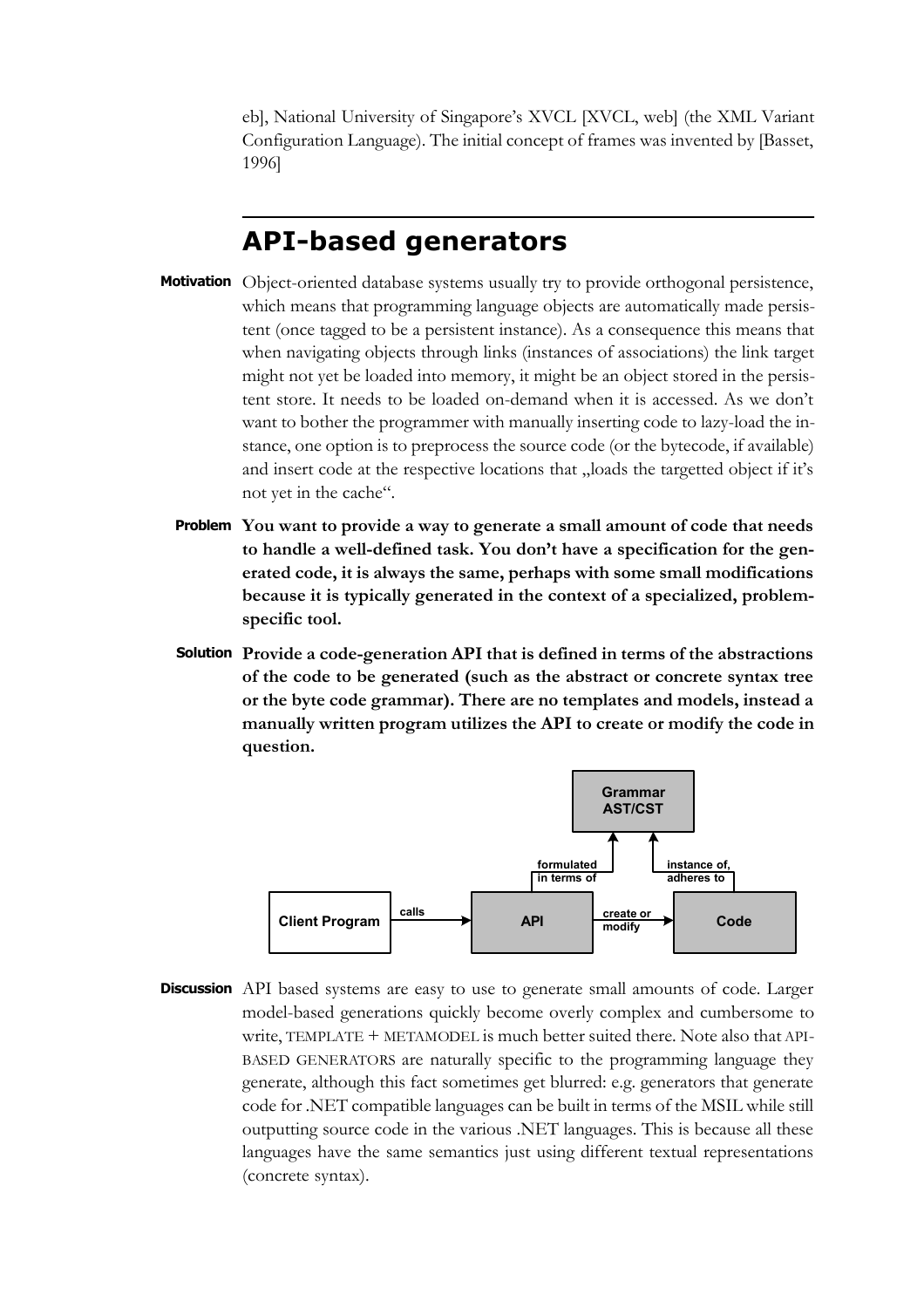eb], National University of Singapore's XVCL [XVCL, web] (the XML Variant Configuration Language). The initial concept of frames was invented by [Basset, 1996]

## API-based generators

**Motivation** Object-oriented database systems usually try to provide orthogonal persistence, which means that programming language objects are automatically made persistent (once tagged to be a persistent instance). As a consequence this means that when navigating objects through links (instances of associations) the link target might not yet be loaded into memory, it might be an object stored in the persistent store. It needs to be loaded on-demand when it is accessed. As we don't want to bother the programmer with manually inserting code to lazy-load the instance, one option is to preprocess the source code (or the bytecode, if available) and insert code at the respective locations that „loads the targetted object if it's not yet in the cache".

**Problem** **You want to provide a way to generate a small amount of code that needs to handle a well-defined task. You don't have a specification for the generated code, it is always the same, perhaps with some small modifications because it is typically generated in the context of a specialized, problem-specific tool.**

**Solution** **Provide a code-generation API that is defined in terms of the abstractions of the code to be generated (such as the abstract or concrete syntax tree or the byte code grammar). There are no templates and models, instead a manually written program utilizes the API to create or modify the code in question.**

Grammar AST/CST

formulated in terms of | instance of, adheres to

Client Program —calls→ API —create or modify→ Code

**Discussion** API based systems are easy to use to generate small amounts of code. Larger model-based generations quickly become overly complex and cumbersome to write, TEMPLATE + METAMODEL is much better suited there. Note also that API-BASED GENERATORS are naturally specific to the programming language they generate, although this fact sometimes get blurred: e.g. generators that generate code for .NET compatible languages can be built in terms of the MSIL while still outputting source code in the various .NET languages. This is because all these languages have the same semantics just using different textual representations (concrete syntax).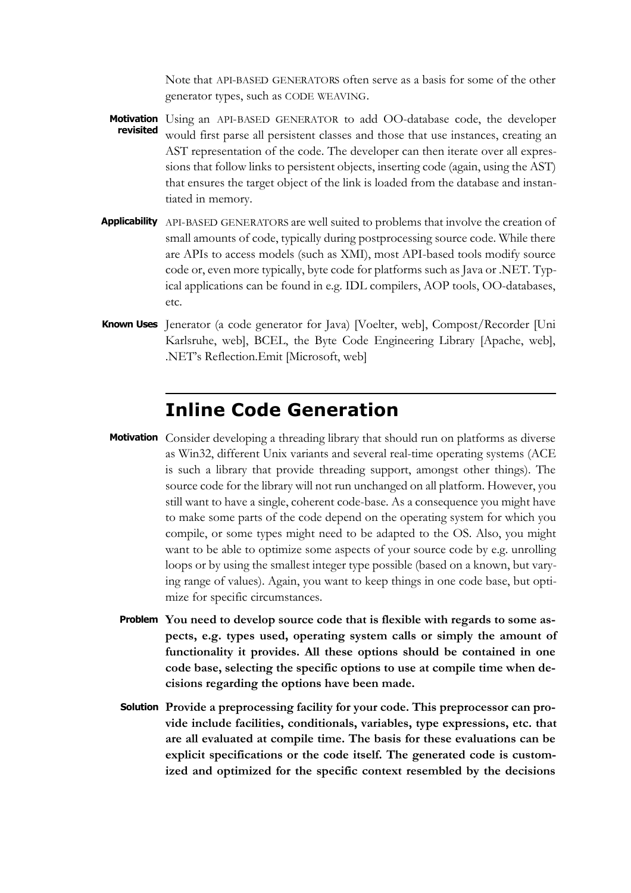Note that API-BASED GENERATORS often serve as a basis for some of the other generator types, such as CODE WEAVING.

**Motivation revisited** Using an API-BASED GENERATOR to add OO-database code, the developer would first parse all persistent classes and those that use instances, creating an AST representation of the code. The developer can then iterate over all expressions that follow links to persistent objects, inserting code (again, using the AST) that ensures the target object of the link is loaded from the database and instantiated in memory.

**Applicability** API-BASED GENERATORS are well suited to problems that involve the creation of small amounts of code, typically during postprocessing source code. While there are APIs to access models (such as XMI), most API-based tools modify source code or, even more typically, byte code for platforms such as Java or .NET. Typical applications can be found in e.g. IDL compilers, AOP tools, OO-databases, etc.

**Known Uses** Jenerator (a code generator for Java) [Voelter, web], Compost/Recorder [Uni Karlsruhe, web], BCEL, the Byte Code Engineering Library [Apache, web], .NET's Reflection.Emit [Microsoft, web]

## Inline Code Generation

**Motivation** Consider developing a threading library that should run on platforms as diverse as Win32, different Unix variants and several real-time operating systems (ACE is such a library that provide threading support, amongst other things). The source code for the library will not run unchanged on all platform. However, you still want to have a single, coherent code-base. As a consequence you might have to make some parts of the code depend on the operating system for which you compile, or some types might need to be adapted to the OS. Also, you might want to be able to optimize some aspects of your source code by e.g. unrolling loops or by using the smallest integer type possible (based on a known, but varying range of values). Again, you want to keep things in one code base, but optimize for specific circumstances.

**Problem** **You need to develop source code that is flexible with regards to some aspects, e.g. types used, operating system calls or simply the amount of functionality it provides. All these options should be contained in one code base, selecting the specific options to use at compile time when decisions regarding the options have been made.**

**Solution** **Provide a preprocessing facility for your code. This preprocessor can provide include facilities, conditionals, variables, type expressions, etc. that are all evaluated at compile time. The basis for these evaluations can be explicit specifications or the code itself. The generated code is customized and optimized for the specific context resembled by the decisions**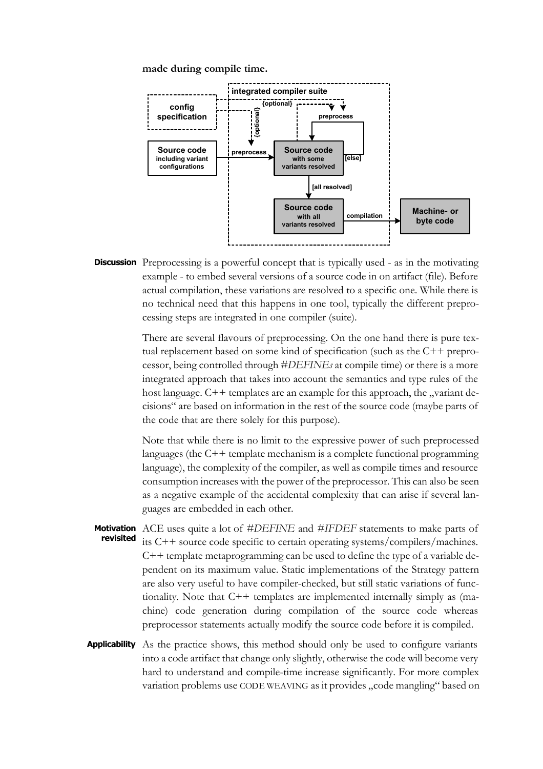**made during compile time.**

**Discussion** Preprocessing is a powerful concept that is typically used - as in the motivating example - to embed several versions of a source code in on artifact (file). Before actual compilation, these variations are resolved to a specific one. While there is no technical need that this happens in one tool, typically the different preprocessing steps are integrated in one compiler (suite).

There are several flavours of preprocessing. On the one hand there is pure textual replacement based on some kind of specification (such as the C++ preprocessor, being controlled through *#DEFINEs* at compile time) or there is a more integrated approach that takes into account the semantics and type rules of the host language. C++ templates are an example for this approach, the „variant decisions“ are based on information in the rest of the source code (maybe parts of the code that are there solely for this purpose).

Note that while there is no limit to the expressive power of such preprocessed languages (the C++ template mechanism is a complete functional programming language), the complexity of the compiler, as well as compile times and resource consumption increases with the power of the preprocessor. This can also be seen as a negative example of the accidental complexity that can arise if several languages are embedded in each other.

**Motivation revisited** ACE uses quite a lot of *#DEFINE* and *#IFDEF* statements to make parts of its C++ source code specific to certain operating systems/compilers/machines. C++ template metaprogramming can be used to define the type of a variable dependent on its maximum value. Static implementations of the Strategy pattern are also very useful to have compiler-checked, but still static variations of functionality. Note that C++ templates are implemented internally simply as (machine) code generation during compilation of the source code whereas preprocessor statements actually modify the source code before it is compiled.

**Applicability** As the practice shows, this method should only be used to configure variants into a code artifact that change only slightly, otherwise the code will become very hard to understand and compile-time increase significantly. For more complex variation problems use CODE WEAVING as it provides „code mangling“ based on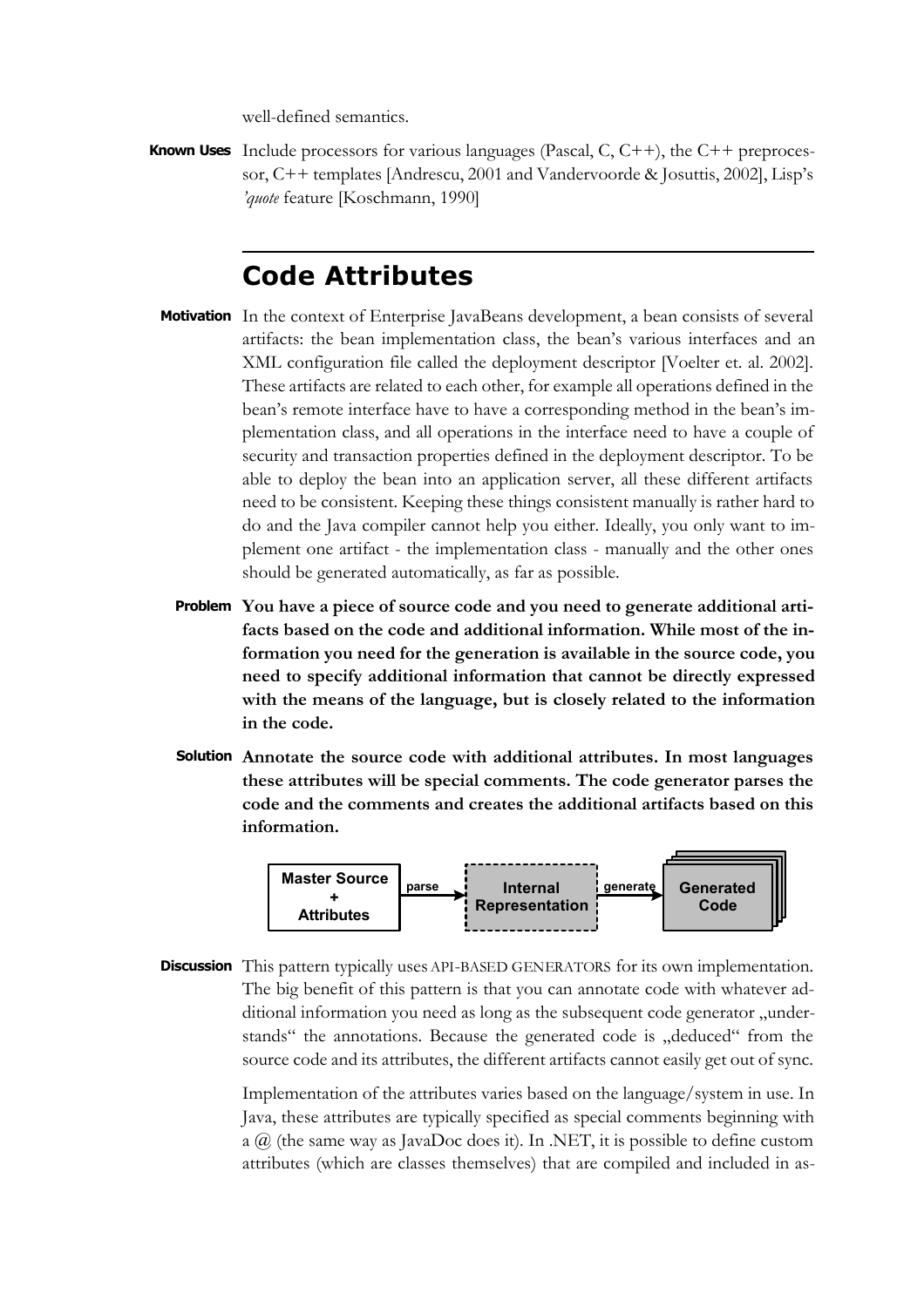well-defined semantics.

**Known Uses** Include processors for various languages (Pascal, C, C++), the C++ preprocessor, C++ templates [Andrescu, 2001 and Vandervoorde & Josuttis, 2002], Lisp's *'quote* feature [Koschmann, 1990]

## Code Attributes

**Motivation** In the context of Enterprise JavaBeans development, a bean consists of several artifacts: the bean implementation class, the bean's various interfaces and an XML configuration file called the deployment descriptor [Voelter et. al. 2002]. These artifacts are related to each other, for example all operations defined in the bean's remote interface have to have a corresponding method in the bean's implementation class, and all operations in the interface need to have a couple of security and transaction properties defined in the deployment descriptor. To be able to deploy the bean into an application server, all these different artifacts need to be consistent. Keeping these things consistent manually is rather hard to do and the Java compiler cannot help you either. Ideally, you only want to implement one artifact - the implementation class - manually and the other ones should be generated automatically, as far as possible.

**Problem** **You have a piece of source code and you need to generate additional artifacts based on the code and additional information. While most of the information you need for the generation is available in the source code, you need to specify additional information that cannot be directly expressed with the means of the language, but is closely related to the information in the code.**

**Solution** **Annotate the source code with additional attributes. In most languages these attributes will be special comments. The code generator parses the code and the comments and creates the additional artifacts based on this information.**

Master Source + Attributes → parse → Internal Representation → generate → Generated Code

**Discussion** This pattern typically uses API-BASED GENERATORS for its own implementation. The big benefit of this pattern is that you can annotate code with whatever additional information you need as long as the subsequent code generator „understands" the annotations. Because the generated code is „deduced" from the source code and its attributes, the different artifacts cannot easily get out of sync.

Implementation of the attributes varies based on the language/system in use. In Java, these attributes are typically specified as special comments beginning with a @ (the same way as JavaDoc does it). In .NET, it is possible to define custom attributes (which are classes themselves) that are compiled and included in as-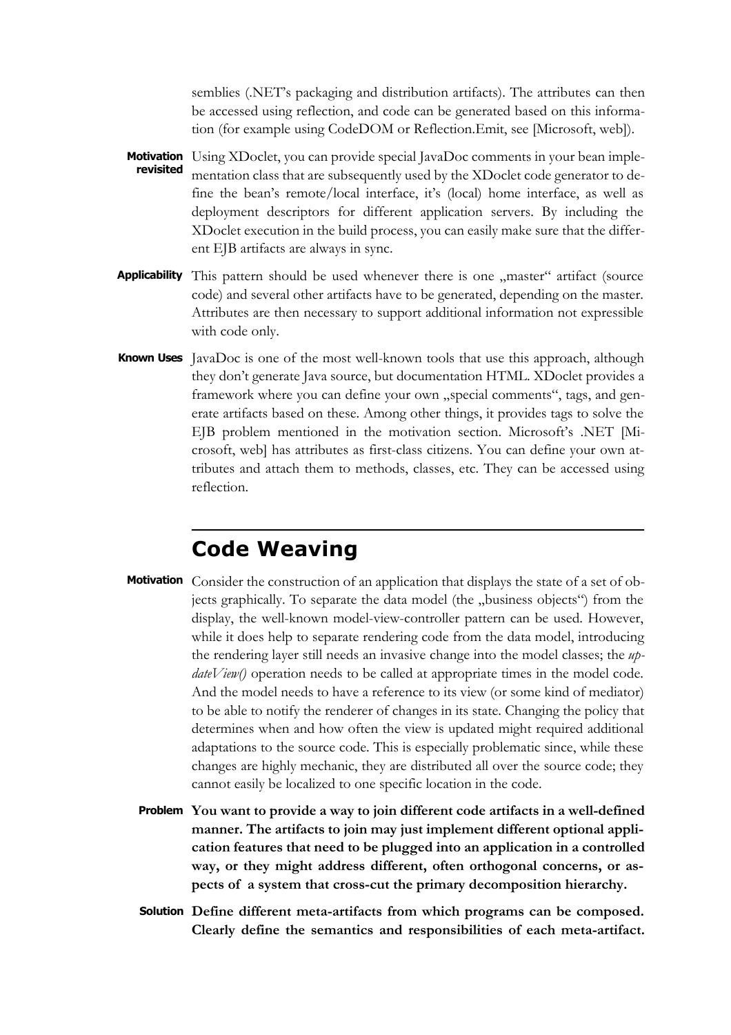semblies (.NET's packaging and distribution artifacts). The attributes can then be accessed using reflection, and code can be generated based on this information (for example using CodeDOM or Reflection.Emit, see [Microsoft, web]).

**Motivation revisited** Using XDoclet, you can provide special JavaDoc comments in your bean implementation class that are subsequently used by the XDoclet code generator to define the bean's remote/local interface, it's (local) home interface, as well as deployment descriptors for different application servers. By including the XDoclet execution in the build process, you can easily make sure that the different EJB artifacts are always in sync.

**Applicability** This pattern should be used whenever there is one „master" artifact (source code) and several other artifacts have to be generated, depending on the master. Attributes are then necessary to support additional information not expressible with code only.

**Known Uses** JavaDoc is one of the most well-known tools that use this approach, although they don't generate Java source, but documentation HTML. XDoclet provides a framework where you can define your own „special comments", tags, and generate artifacts based on these. Among other things, it provides tags to solve the EJB problem mentioned in the motivation section. Microsoft's .NET [Microsoft, web] has attributes as first-class citizens. You can define your own attributes and attach them to methods, classes, etc. They can be accessed using reflection.

## Code Weaving

**Motivation** Consider the construction of an application that displays the state of a set of objects graphically. To separate the data model (the „business objects") from the display, the well-known model-view-controller pattern can be used. However, while it does help to separate rendering code from the data model, introducing the rendering layer still needs an invasive change into the model classes; the *updateView()* operation needs to be called at appropriate times in the model code. And the model needs to have a reference to its view (or some kind of mediator) to be able to notify the renderer of changes in its state. Changing the policy that determines when and how often the view is updated might required additional adaptations to the source code. This is especially problematic since, while these changes are highly mechanic, they are distributed all over the source code; they cannot easily be localized to one specific location in the code.

**Problem** **You want to provide a way to join different code artifacts in a well-defined manner. The artifacts to join may just implement different optional application features that need to be plugged into an application in a controlled way, or they might address different, often orthogonal concerns, or aspects of a system that cross-cut the primary decomposition hierarchy.**

**Solution** **Define different meta-artifacts from which programs can be composed. Clearly define the semantics and responsibilities of each meta-artifact.**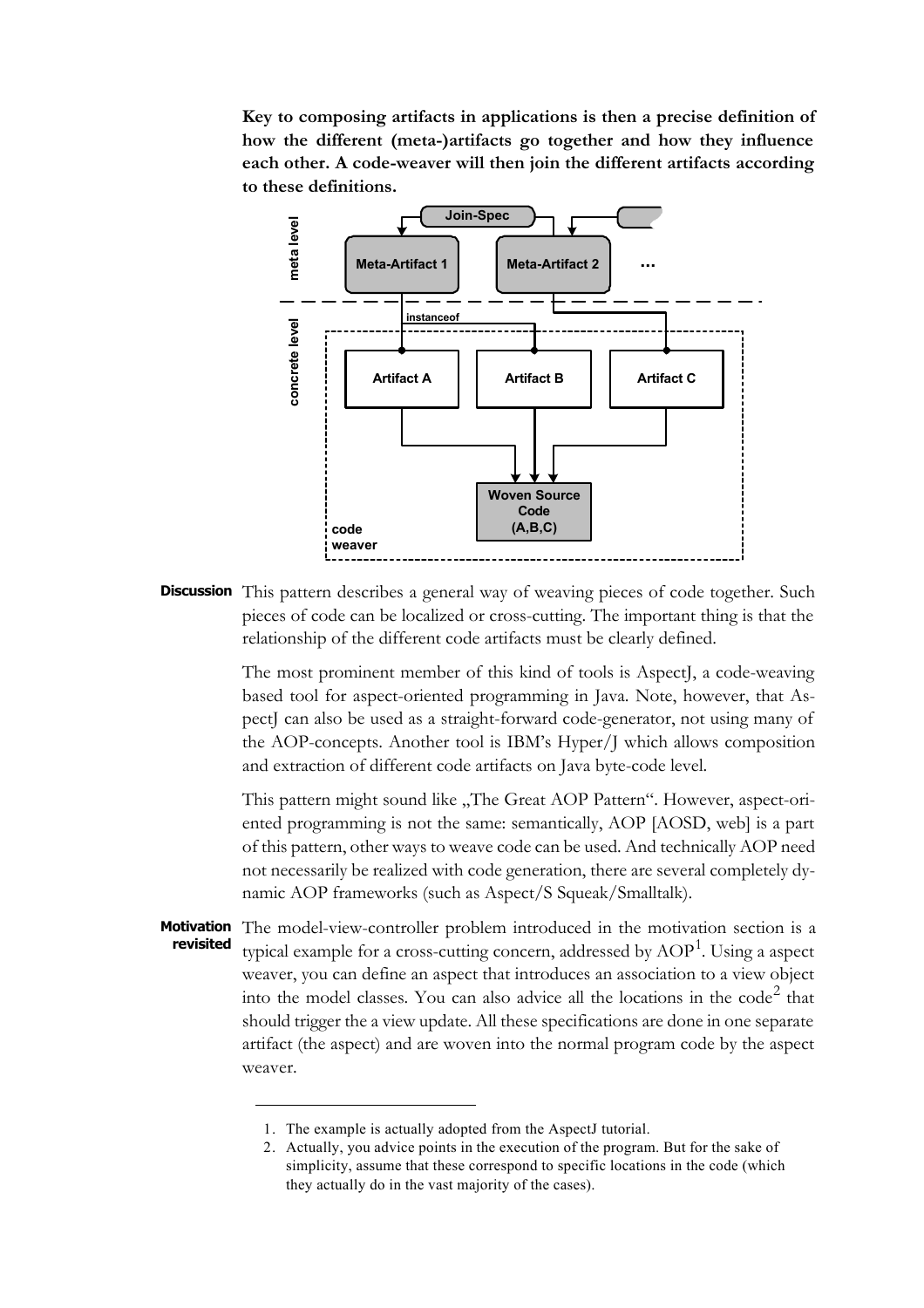**Key to composing artifacts in applications is then a precise definition of how the different (meta-)artifacts go together and how they influence each other. A code-weaver will then join the different artifacts according to these definitions.**

**Discussion** This pattern describes a general way of weaving pieces of code together. Such pieces of code can be localized or cross-cutting. The important thing is that the relationship of the different code artifacts must be clearly defined.

The most prominent member of this kind of tools is AspectJ, a code-weaving based tool for aspect-oriented programming in Java. Note, however, that AspectJ can also be used as a straight-forward code-generator, not using many of the AOP-concepts. Another tool is IBM's Hyper/J which allows composition and extraction of different code artifacts on Java byte-code level.

This pattern might sound like „The Great AOP Pattern". However, aspect-oriented programming is not the same: semantically, AOP [AOSD, web] is a part of this pattern, other ways to weave code can be used. And technically AOP need not necessarily be realized with code generation, there are several completely dynamic AOP frameworks (such as Aspect/S Squeak/Smalltalk).

**Motivation revisited** The model-view-controller problem introduced in the motivation section is a typical example for a cross-cutting concern, addressed by AOP[1]. Using a aspect weaver, you can define an aspect that introduces an association to a view object into the model classes. You can also advice all the locations in the code[2] that should trigger the a view update. All these specifications are done in one separate artifact (the aspect) and are woven into the normal program code by the aspect weaver.

1. The example is actually adopted from the AspectJ tutorial.
2. Actually, you advice points in the execution of the program. But for the sake of simplicity, assume that these correspond to specific locations in the code (which they actually do in the vast majority of the cases).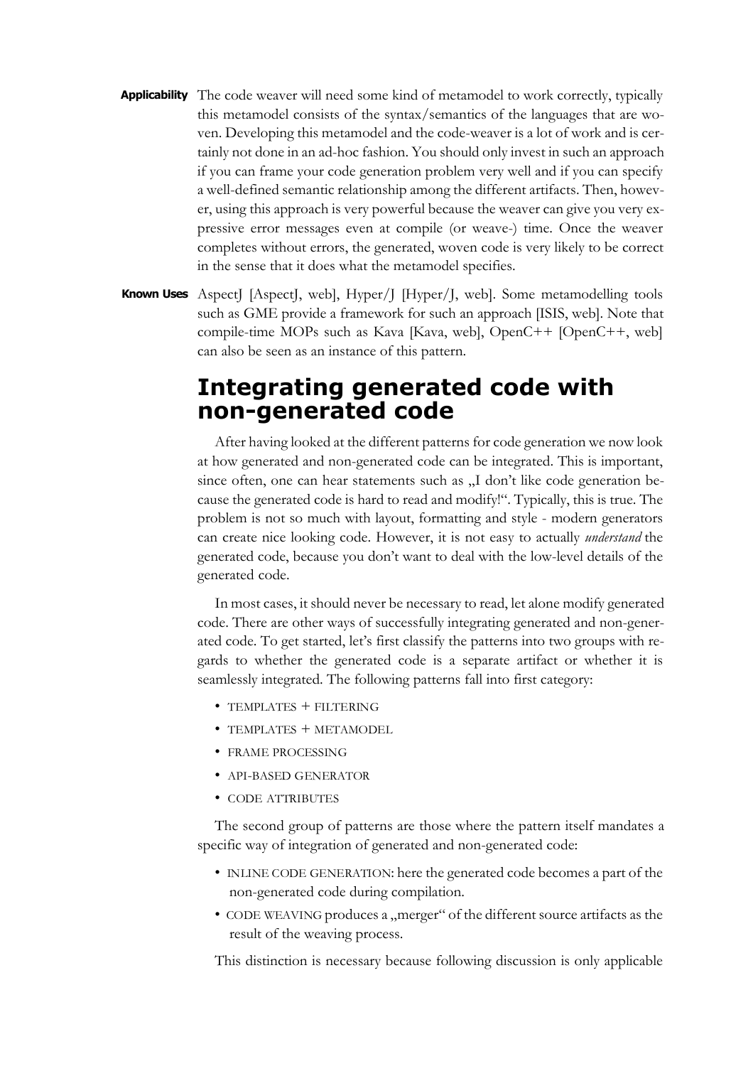**Applicability** The code weaver will need some kind of metamodel to work correctly, typically this metamodel consists of the syntax/semantics of the languages that are woven. Developing this metamodel and the code-weaver is a lot of work and is certainly not done in an ad-hoc fashion. You should only invest in such an approach if you can frame your code generation problem very well and if you can specify a well-defined semantic relationship among the different artifacts. Then, however, using this approach is very powerful because the weaver can give you very expressive error messages even at compile (or weave-) time. Once the weaver completes without errors, the generated, woven code is very likely to be correct in the sense that it does what the metamodel specifies.

**Known Uses** AspectJ [AspectJ, web], Hyper/J [Hyper/J, web]. Some metamodelling tools such as GME provide a framework for such an approach [ISIS, web]. Note that compile-time MOPs such as Kava [Kava, web], OpenC++ [OpenC++, web] can also be seen as an instance of this pattern.

# Integrating generated code with non-generated code

After having looked at the different patterns for code generation we now look at how generated and non-generated code can be integrated. This is important, since often, one can hear statements such as „I don't like code generation because the generated code is hard to read and modify!". Typically, this is true. The problem is not so much with layout, formatting and style - modern generators can create nice looking code. However, it is not easy to actually *understand* the generated code, because you don't want to deal with the low-level details of the generated code.

In most cases, it should never be necessary to read, let alone modify generated code. There are other ways of successfully integrating generated and non-generated code. To get started, let's first classify the patterns into two groups with regards to whether the generated code is a separate artifact or whether it is seamlessly integrated. The following patterns fall into first category:

- TEMPLATES + FILTERING
- TEMPLATES + METAMODEL
- FRAME PROCESSING
- API-BASED GENERATOR
- CODE ATTRIBUTES

The second group of patterns are those where the pattern itself mandates a specific way of integration of generated and non-generated code:

- INLINE CODE GENERATION: here the generated code becomes a part of the non-generated code during compilation.
- CODE WEAVING produces a „merger" of the different source artifacts as the result of the weaving process.

This distinction is necessary because following discussion is only applicable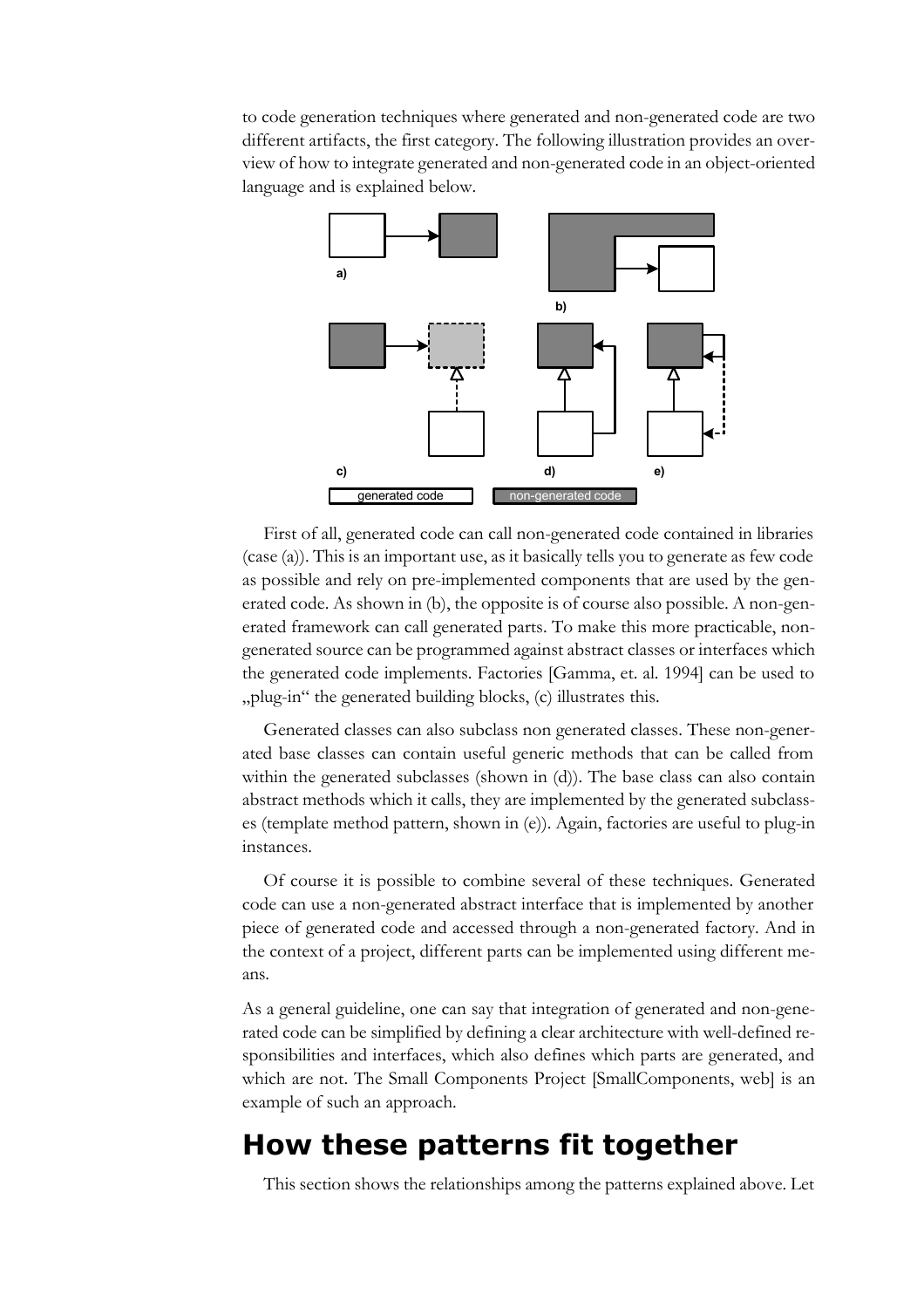to code generation techniques where generated and non-generated code are two different artifacts, the first category. The following illustration provides an overview of how to integrate generated and non-generated code in an object-oriented language and is explained below.

First of all, generated code can call non-generated code contained in libraries (case (a)). This is an important use, as it basically tells you to generate as few code as possible and rely on pre-implemented components that are used by the generated code. As shown in (b), the opposite is of course also possible. A non-generated framework can call generated parts. To make this more practicable, non-generated source can be programmed against abstract classes or interfaces which the generated code implements. Factories [Gamma, et. al. 1994] can be used to „plug-in" the generated building blocks, (c) illustrates this.

Generated classes can also subclass non generated classes. These non-generated base classes can contain useful generic methods that can be called from within the generated subclasses (shown in (d)). The base class can also contain abstract methods which it calls, they are implemented by the generated subclasses (template method pattern, shown in (e)). Again, factories are useful to plug-in instances.

Of course it is possible to combine several of these techniques. Generated code can use a non-generated abstract interface that is implemented by another piece of generated code and accessed through a non-generated factory. And in the context of a project, different parts can be implemented using different means.

As a general guideline, one can say that integration of generated and non-generated code can be simplified by defining a clear architecture with well-defined responsibilities and interfaces, which also defines which parts are generated, and which are not. The Small Components Project [SmallComponents, web] is an example of such an approach.

# How these patterns fit together

This section shows the relationships among the patterns explained above. Let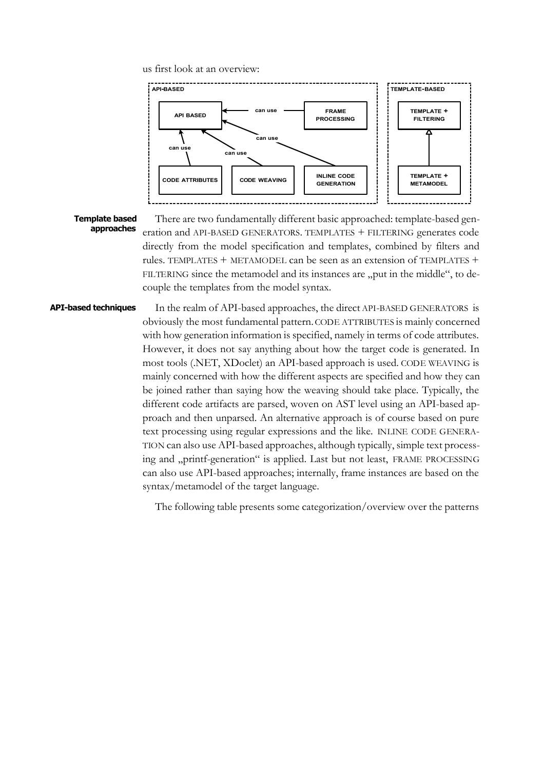us first look at an overview:

**API-BASED**

- API BASED
- FRAME PROCESSING — can use → API BASED
- CODE ATTRIBUTES — can use → API BASED
- CODE WEAVING — can use → API BASED
- INLINE CODE GENERATION — can use → API BASED

**TEMPLATE-BASED**

- TEMPLATE + FILTERING
- TEMPLATE + METAMODEL → TEMPLATE + FILTERING

**Template based approaches**

There are two fundamentally different basic approached: template-based generation and API-BASED GENERATORS. TEMPLATES + FILTERING generates code directly from the model specification and templates, combined by filters and rules. TEMPLATES + METAMODEL can be seen as an extension of TEMPLATES + FILTERING since the metamodel and its instances are „put in the middle", to decouple the templates from the model syntax.

**API-based techniques**

In the realm of API-based approaches, the direct API-BASED GENERATORS is obviously the most fundamental pattern. CODE ATTRIBUTES is mainly concerned with how generation information is specified, namely in terms of code attributes. However, it does not say anything about how the target code is generated. In most tools (.NET, XDoclet) an API-based approach is used. CODE WEAVING is mainly concerned with how the different aspects are specified and how they can be joined rather than saying how the weaving should take place. Typically, the different code artifacts are parsed, woven on AST level using an API-based approach and then unparsed. An alternative approach is of course based on pure text processing using regular expressions and the like. INLINE CODE GENERATION can also use API-based approaches, although typically, simple text processing and „printf-generation" is applied. Last but not least, FRAME PROCESSING can also use API-based approaches; internally, frame instances are based on the syntax/metamodel of the target language.

The following table presents some categorization/overview over the patterns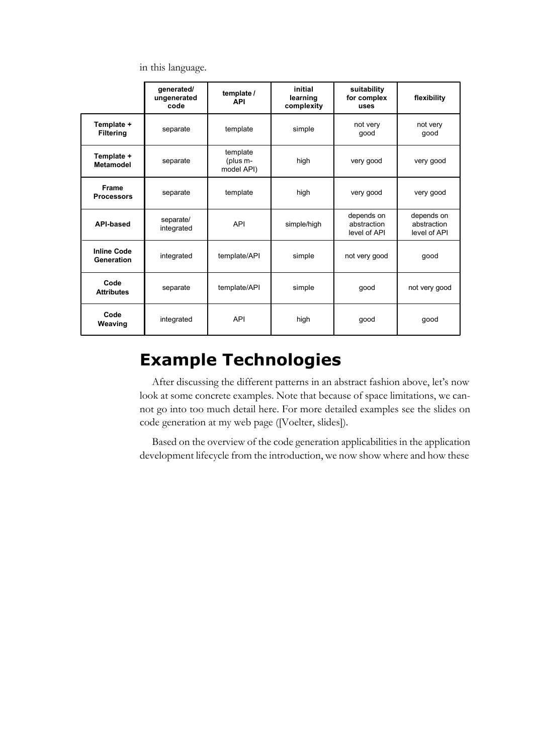in this language.

| | generated/ ungenerated code | template / API | initial learning complexity | suitability for complex uses | flexibility |
|---|---|---|---|---|---|
| **Template + Filtering** | separate | template | simple | not very good | not very good |
| **Template + Metamodel** | separate | template (plus m-model API) | high | very good | very good |
| **Frame Processors** | separate | template | high | very good | very good |
| **API-based** | separate/ integrated | API | simple/high | depends on abstraction level of API | depends on abstraction level of API |
| **Inline Code Generation** | integrated | template/API | simple | not very good | good |
| **Code Attributes** | separate | template/API | simple | good | not very good |
| **Code Weaving** | integrated | API | high | good | good |

# Example Technologies

After discussing the different patterns in an abstract fashion above, let's now look at some concrete examples. Note that because of space limitations, we cannot go into too much detail here. For more detailed examples see the slides on code generation at my web page ([Voelter, slides]).

Based on the overview of the code generation applicabilities in the application development lifecycle from the introduction, we now show where and how these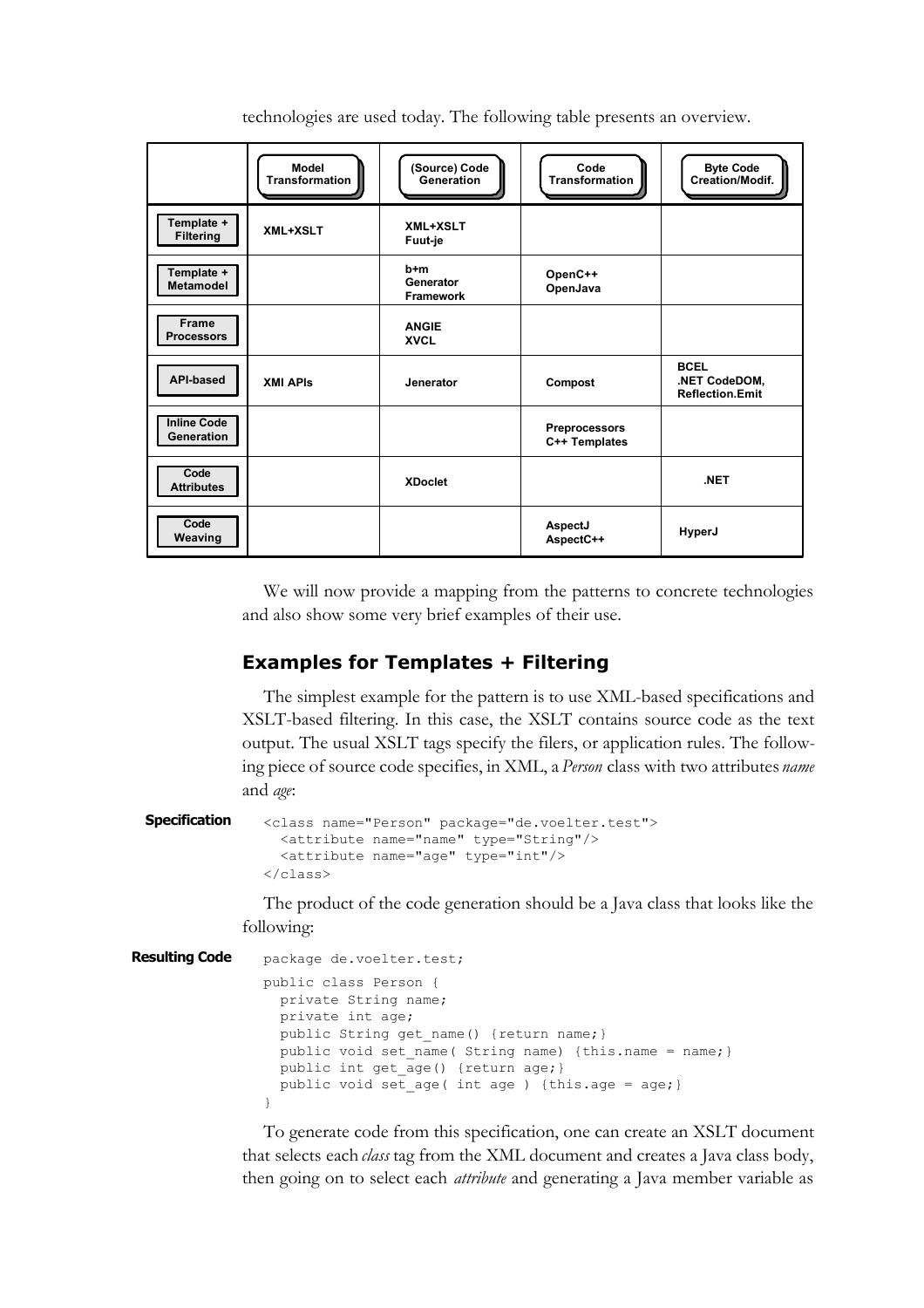technologies are used today. The following table presents an overview.

| | Model Transformation | (Source) Code Generation | Code Transformation | Byte Code Creation/Modif. |
|---|---|---|---|---|
| Template + Filtering | XML+XSLT | XML+XSLT Fuut-je | | |
| Template + Metamodel | | b+m Generator Framework | OpenC++ OpenJava | |
| Frame Processors | | ANGIE XVCL | | |
| API-based | XMI APIs | Jenerator | Compost | BCEL .NET CodeDOM, Reflection.Emit |
| Inline Code Generation | | | Preprocessors C++ Templates | |
| Code Attributes | | XDoclet | | .NET |
| Code Weaving | | | AspectJ AspectC++ | HyperJ |

We will now provide a mapping from the patterns to concrete technologies and also show some very brief examples of their use.

## Examples for Templates + Filtering

The simplest example for the pattern is to use XML-based specifications and XSLT-based filtering. In this case, the XSLT contains source code as the text output. The usual XSLT tags specify the filers, or application rules. The following piece of source code specifies, in XML, a *Person* class with two attributes *name* and *age*:

**Specification**

```
<class name="Person" package="de.voelter.test">
  <attribute name="name" type="String"/>
  <attribute name="age" type="int"/>
</class>
```

The product of the code generation should be a Java class that looks like the following:

**Resulting Code**

```
package de.voelter.test;

public class Person {
  private String name;
  private int age;
  public String get_name() {return name;}
  public void set_name( String name) {this.name = name;}
  public int get_age() {return age;}
  public void set_age( int age ) {this.age = age;}
}
```

To generate code from this specification, one can create an XSLT document that selects each *class* tag from the XML document and creates a Java class body, then going on to select each *attribute* and generating a Java member variable as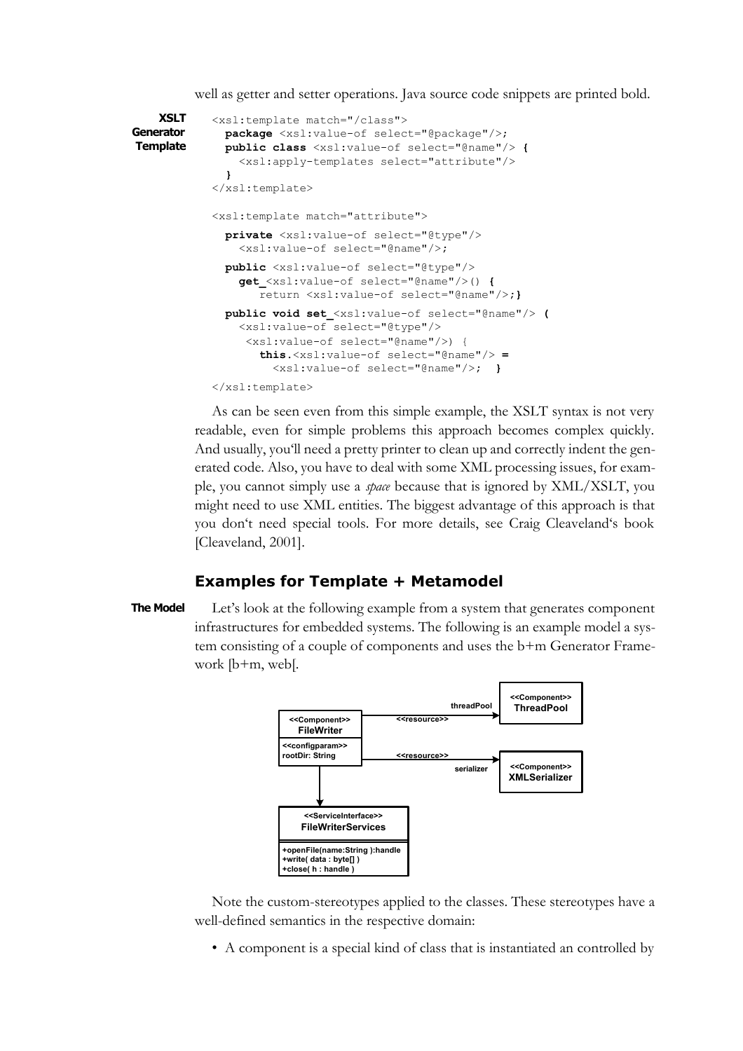well as getter and setter operations. Java source code snippets are printed bold.

**XSLT Generator Template**

```
<xsl:template match="/class">
  package <xsl:value-of select="@package"/>;
  public class <xsl:value-of select="@name"/> {
    <xsl:apply-templates select="attribute"/>
  }
</xsl:template>

<xsl:template match="attribute">
  private <xsl:value-of select="@type"/>
    <xsl:value-of select="@name"/>;
  public <xsl:value-of select="@type"/>
    get_<xsl:value-of select="@name"/>() {
       return <xsl:value-of select="@name"/>;}
  public void set_<xsl:value-of select="@name"/> (
    <xsl:value-of select="@type"/>
     <xsl:value-of select="@name"/>) {
       this.<xsl:value-of select="@name"/> =
         <xsl:value-of select="@name"/>;  }
</xsl:template>
```

As can be seen even from this simple example, the XSLT syntax is not very readable, even for simple problems this approach becomes complex quickly. And usually, you'll need a pretty printer to clean up and correctly indent the generated code. Also, you have to deal with some XML processing issues, for example, you cannot simply use a *space* because that is ignored by XML/XSLT, you might need to use XML entities. The biggest advantage of this approach is that you don't need special tools. For more details, see Craig Cleaveland's book [Cleaveland, 2001].

## Examples for Template + Metamodel

**The Model** Let's look at the following example from a system that generates component infrastructures for embedded systems. The following is an example model a system consisting of a couple of components and uses the b+m Generator Framework [b+m, web[.

Note the custom-stereotypes applied to the classes. These stereotypes have a well-defined semantics in the respective domain:

- A component is a special kind of class that is instantiated an controlled by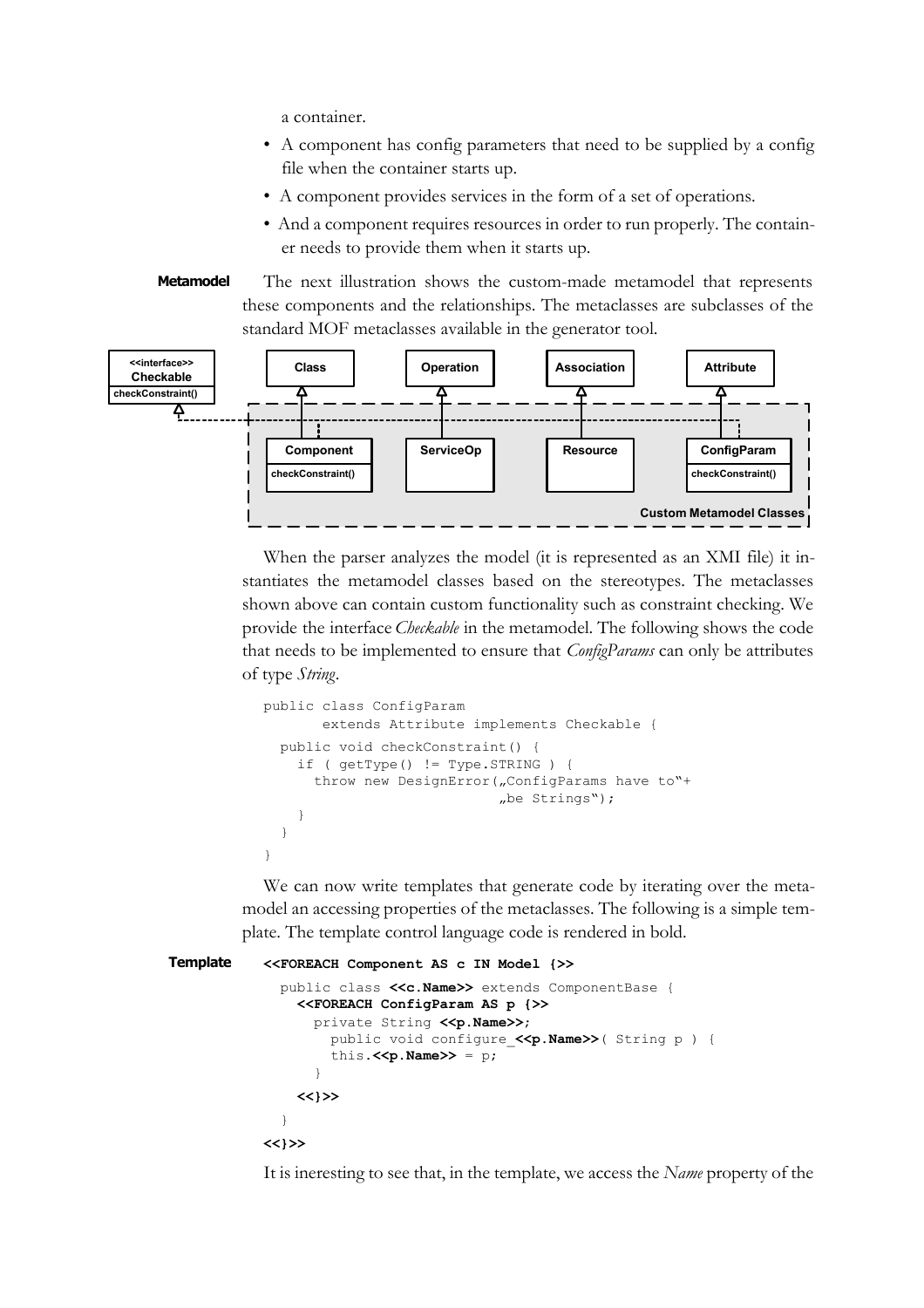a container.

- A component has config parameters that need to be supplied by a config file when the container starts up.
- A component provides services in the form of a set of operations.
- And a component requires resources in order to run properly. The container needs to provide them when it starts up.

**Metamodel** The next illustration shows the custom-made metamodel that represents these components and the relationships. The metaclasses are subclasses of the standard MOF metaclasses available in the generator tool.

When the parser analyzes the model (it is represented as an XMI file) it instantiates the metamodel classes based on the stereotypes. The metaclasses shown above can contain custom functionality such as constraint checking. We provide the interface *Checkable* in the metamodel. The following shows the code that needs to be implemented to ensure that *ConfigParams* can only be attributes of type *String*.

```
public class ConfigParam
       extends Attribute implements Checkable {
  public void checkConstraint() {
    if ( getType() != Type.STRING ) {
      throw new DesignError(„ConfigParams have to"+
                            „be Strings");
    }
  }
}
```

We can now write templates that generate code by iterating over the metamodel an accessing properties of the metaclasses. The following is a simple template. The template control language code is rendered in bold.

**Template**

```
<<FOREACH Component AS c IN Model {>>
  public class <<c.Name>> extends ComponentBase {
    <<FOREACH ConfigParam AS p {>>
      private String <<p.Name>>;
        public void configure_<<p.Name>>( String p ) {
        this.<<p.Name>> = p;
      }
    <<}>>
  }
<<}>>
```

It is ineresting to see that, in the template, we access the *Name* property of the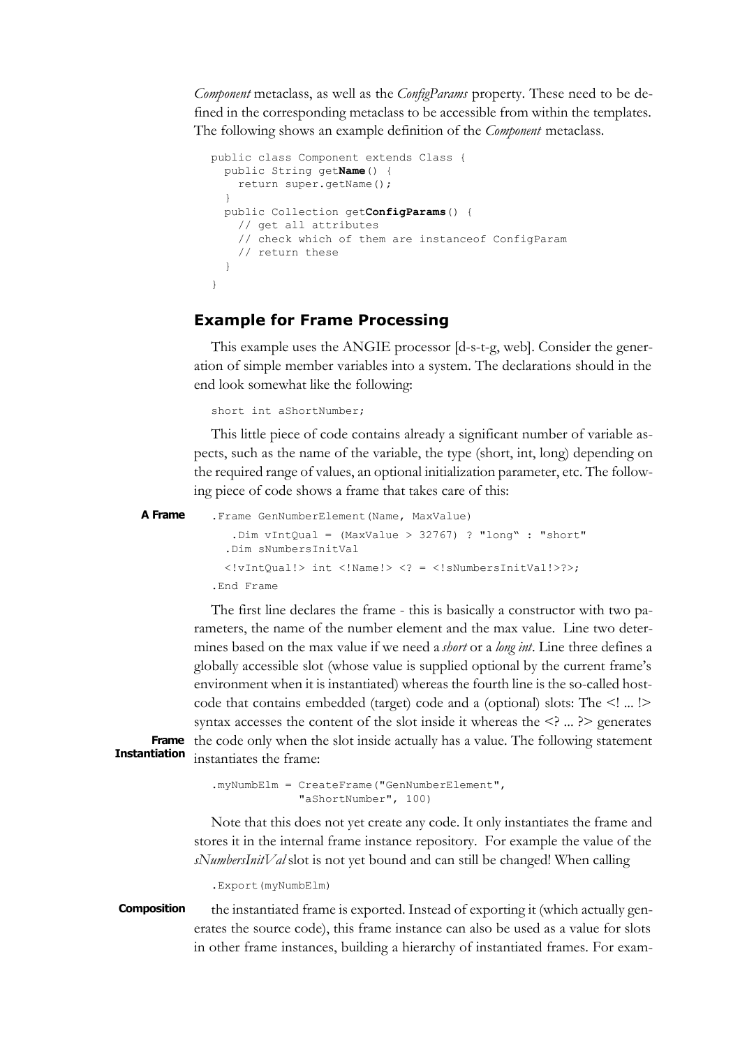*Component* metaclass, as well as the *ConfigParams* property. These need to be defined in the corresponding metaclass to be accessible from within the templates. The following shows an example definition of the *Component* metaclass.

```
public class Component extends Class {
  public String getName() {
    return super.getName();
  }
  public Collection getConfigParams() {
    // get all attributes
    // check which of them are instanceof ConfigParam
    // return these
  }
}
```

## Example for Frame Processing

This example uses the ANGIE processor [d-s-t-g, web]. Consider the generation of simple member variables into a system. The declarations should in the end look somewhat like the following:

```
short int aShortNumber;
```

This little piece of code contains already a significant number of variable aspects, such as the name of the variable, the type (short, int, long) depending on the required range of values, an optional initialization parameter, etc. The following piece of code shows a frame that takes care of this:

**A Frame**

```
.Frame GenNumberElement(Name, MaxValue)
   .Dim vIntQual = (MaxValue > 32767) ? "long" : "short"
  .Dim sNumbersInitVal
  <!vIntQual!> int <!Name!> <? = <!sNumbersInitVal!>?>;
.End Frame
```

The first line declares the frame - this is basically a constructor with two parameters, the name of the number element and the max value. Line two determines based on the max value if we need a *short* or a *long int*. Line three defines a globally accessible slot (whose value is supplied optional by the current frame's environment when it is instantiated) whereas the fourth line is the so-called host-code that contains embedded (target) code and a (optional) slots: The <! ... !> syntax accesses the content of the slot inside it whereas the <? ... ?> generates the code only when the slot inside actually has a value. The following statement instantiates the frame:

**Frame Instantiation**

```
.myNumbElm = CreateFrame("GenNumberElement",
            "aShortNumber", 100)
```

Note that this does not yet create any code. It only instantiates the frame and stores it in the internal frame instance repository. For example the value of the *sNumbersInitVal* slot is not yet bound and can still be changed! When calling

```
.Export(myNumbElm)
```

**Composition**

the instantiated frame is exported. Instead of exporting it (which actually generates the source code), this frame instance can also be used as a value for slots in other frame instances, building a hierarchy of instantiated frames. For exam-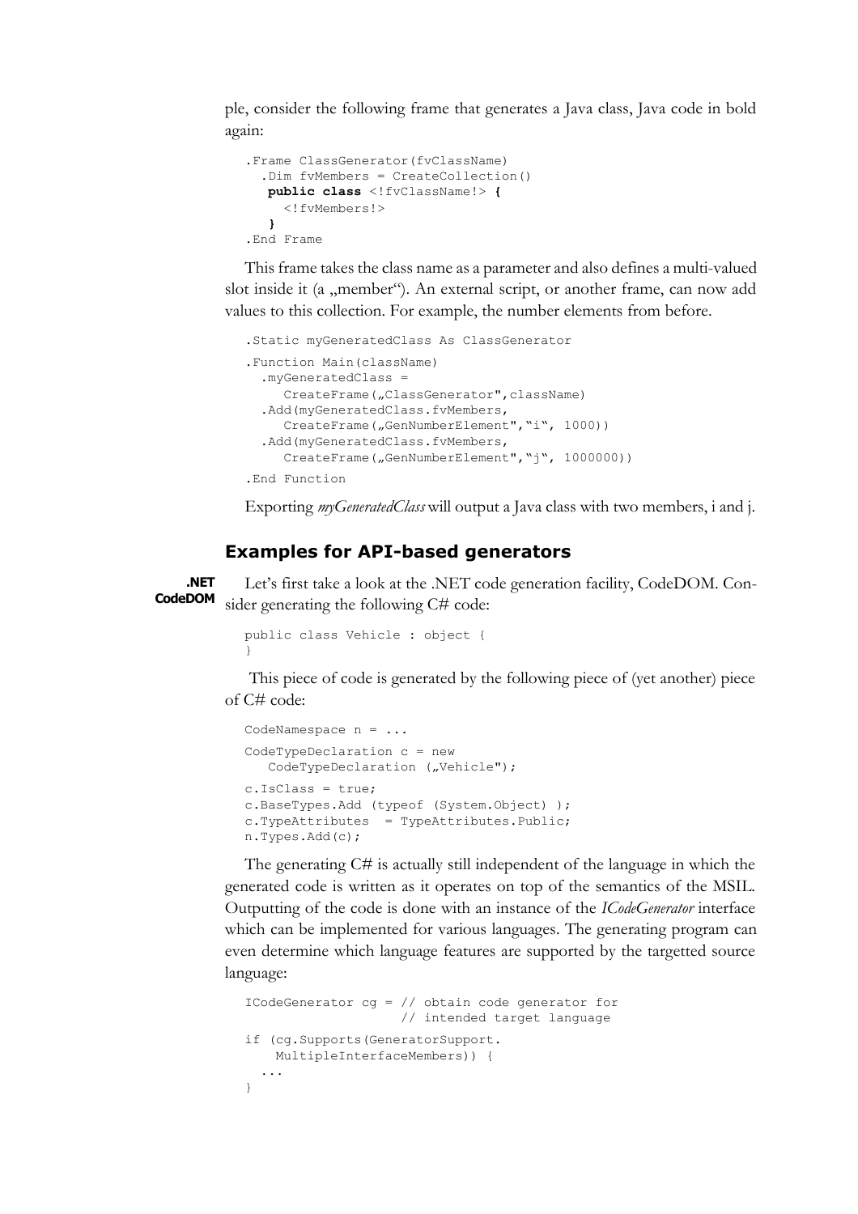ple, consider the following frame that generates a Java class, Java code in bold again:

```
.Frame ClassGenerator(fvClassName)
  .Dim fvMembers = CreateCollection()
   public class <!fvClassName!> {
     <!fvMembers!>
   }
.End Frame
```

This frame takes the class name as a parameter and also defines a multi-valued slot inside it (a „member“). An external script, or another frame, can now add values to this collection. For example, the number elements from before.

```
.Static myGeneratedClass As ClassGenerator
.Function Main(className)
  .myGeneratedClass =
     CreateFrame(„ClassGenerator",className)
  .Add(myGeneratedClass.fvMembers,
     CreateFrame(„GenNumberElement","i", 1000))
  .Add(myGeneratedClass.fvMembers,
     CreateFrame(„GenNumberElement","j", 1000000))
.End Function
```

Exporting *myGeneratedClass* will output a Java class with two members, i and j.

## Examples for API-based generators

**.NET CodeDOM**

Let’s first take a look at the .NET code generation facility, CodeDOM. Consider generating the following C# code:

```
public class Vehicle : object {
}
```

This piece of code is generated by the following piece of (yet another) piece of C# code:

```
CodeNamespace n = ...
CodeTypeDeclaration c = new
   CodeTypeDeclaration („Vehicle");
c.IsClass = true;
c.BaseTypes.Add (typeof (System.Object) );
c.TypeAttributes  = TypeAttributes.Public;
n.Types.Add(c);
```

The generating C# is actually still independent of the language in which the generated code is written as it operates on top of the semantics of the MSIL. Outputting of the code is done with an instance of the *ICodeGenerator* interface which can be implemented for various languages. The generating program can even determine which language features are supported by the targetted source language:

```
ICodeGenerator cg = // obtain code generator for
                    // intended target language
if (cg.Supports(GeneratorSupport.
    MultipleInterfaceMembers)) {
  ...
}
```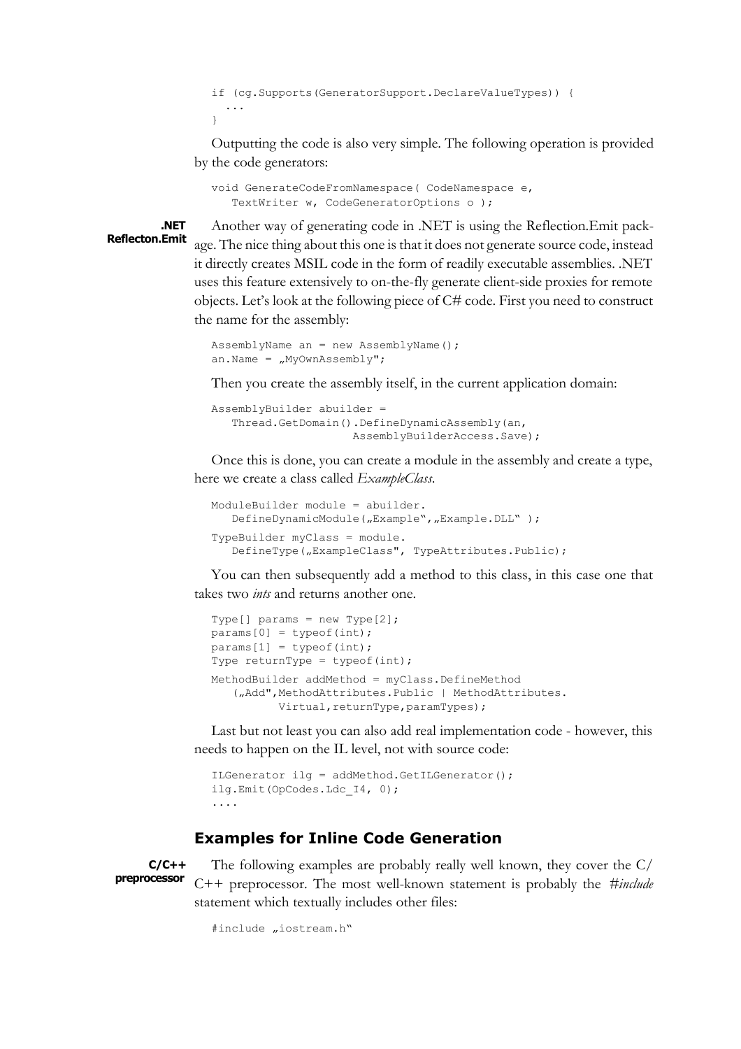```
if (cg.Supports(GeneratorSupport.DeclareValueTypes)) {
  ...
}
```

Outputting the code is also very simple. The following operation is provided by the code generators:

```
void GenerateCodeFromNamespace( CodeNamespace e,
   TextWriter w, CodeGeneratorOptions o );
```

**.NET Reflecton.Emit**

Another way of generating code in .NET is using the Reflection.Emit package. The nice thing about this one is that it does not generate source code, instead it directly creates MSIL code in the form of readily executable assemblies. .NET uses this feature extensively to on-the-fly generate client-side proxies for remote objects. Let's look at the following piece of C# code. First you need to construct the name for the assembly:

```
AssemblyName an = new AssemblyName();
an.Name = „MyOwnAssembly";
```

Then you create the assembly itself, in the current application domain:

```
AssemblyBuilder abuilder =
   Thread.GetDomain().DefineDynamicAssembly(an,
                      AssemblyBuilderAccess.Save);
```

Once this is done, you can create a module in the assembly and create a type, here we create a class called *ExampleClass*.

```
ModuleBuilder module = abuilder.
   DefineDynamicModule(„Example",„Example.DLL" );

TypeBuilder myClass = module.
   DefineType(„ExampleClass", TypeAttributes.Public);
```

You can then subsequently add a method to this class, in this case one that takes two *ints* and returns another one.

```
Type[] params = new Type[2];
params[0] = typeof(int);
params[1] = typeof(int);
Type returnType = typeof(int);

MethodBuilder addMethod = myClass.DefineMethod
   („Add",MethodAttributes.Public | MethodAttributes.
          Virtual,returnType,paramTypes);
```

Last but not least you can also add real implementation code - however, this needs to happen on the IL level, not with source code:

```
ILGenerator ilg = addMethod.GetILGenerator();
ilg.Emit(OpCodes.Ldc_I4, 0);
....
```

### Examples for Inline Code Generation

**C/C++ preprocessor**

The following examples are probably really well known, they cover the C/C++ preprocessor. The most well-known statement is probably the *#include* statement which textually includes other files:

```
#include „iostream.h"
```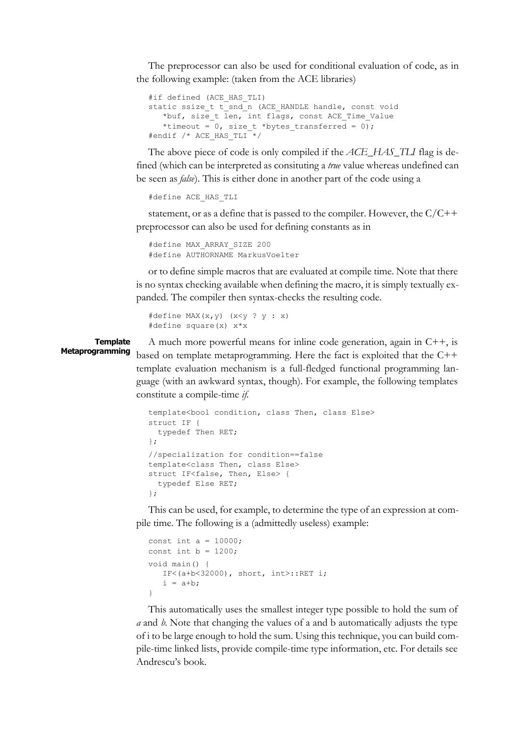The preprocessor can also be used for conditional evaluation of code, as in the following example: (taken from the ACE libraries)

```
#if defined (ACE_HAS_TLI)
static ssize_t t_snd_n (ACE_HANDLE handle, const void
   *buf, size_t len, int flags, const ACE_Time_Value
   *timeout = 0, size_t *bytes_transferred = 0);
#endif /* ACE_HAS_TLI */
```

The above piece of code is only compiled if the *ACE_HAS_TLI* flag is defined (which can be interpreted as consituting a *true* value whereas undefined can be seen as *false*). This is either done in another part of the code using a

```
#define ACE_HAS_TLI
```

statement, or as a define that is passed to the compiler. However, the C/C++ preprocessor can also be used for defining constants as in

```
#define MAX_ARRAY_SIZE 200
#define AUTHORNAME MarkusVoelter
```

or to define simple macros that are evaluated at compile time. Note that there is no syntax checking available when defining the macro, it is simply textually expanded. The compiler then syntax-checks the resulting code.

```
#define MAX(x,y) (x<y ? y : x)
#define square(x) x*x
```

**Template Metaprogramming**

A much more powerful means for inline code generation, again in C++, is based on template metaprogramming. Here the fact is exploited that the C++ template evaluation mechanism is a full-fledged functional programming language (with an awkward syntax, though). For example, the following templates constitute a compile-time *if*.

```
template<bool condition, class Then, class Else>
struct IF {
  typedef Then RET;
};
//specialization for condition==false
template<class Then, class Else>
struct IF<false, Then, Else> {
  typedef Else RET;
};
```

This can be used, for example, to determine the type of an expression at compile time. The following is a (admittedly useless) example:

```
const int a = 10000;
const int b = 1200;
void main() {
   IF<(a+b<32000), short, int>::RET i;
   i = a+b;
}
```

This automatically uses the smallest integer type possible to hold the sum of *a* and *b*. Note that changing the values of a and b automatically adjusts the type of i to be large enough to hold the sum. Using this technique, you can build compile-time linked lists, provide compile-time type information, etc. For details see Andrescu's book.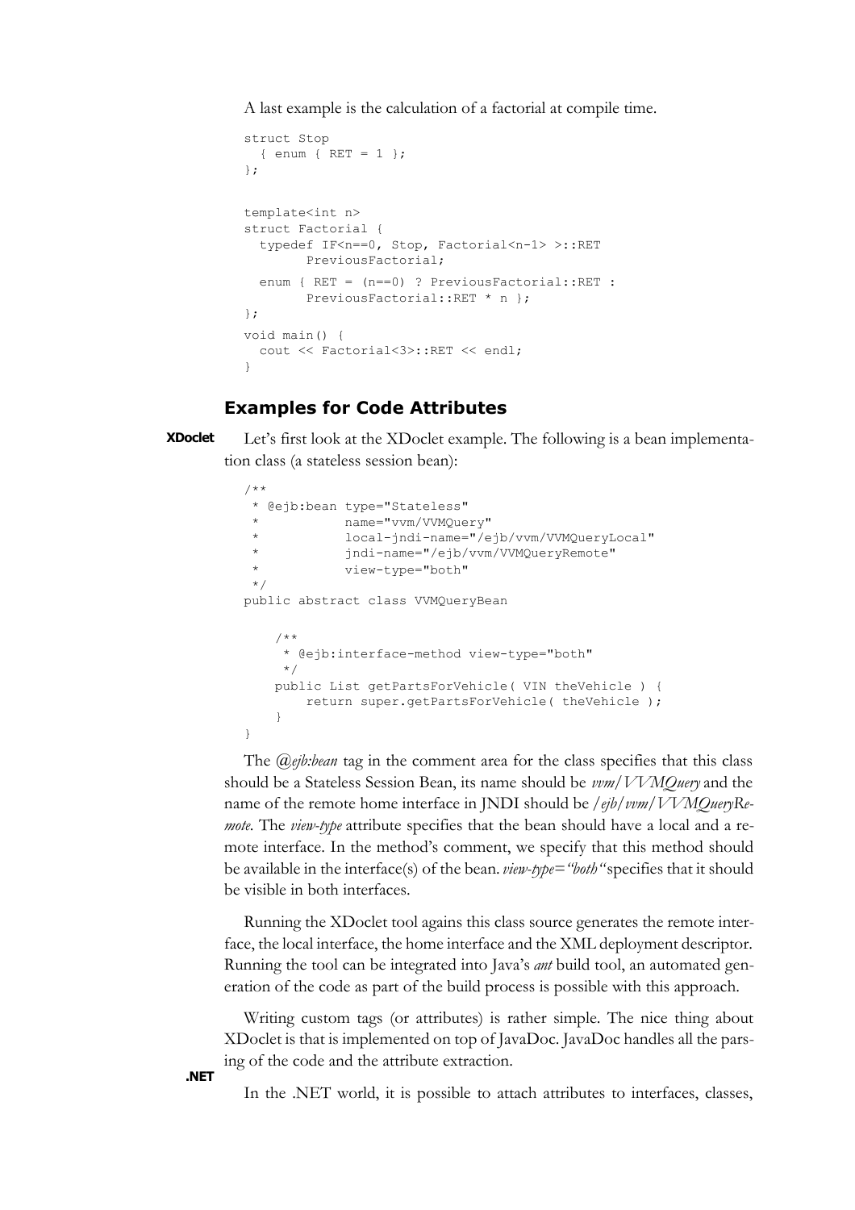A last example is the calculation of a factorial at compile time.

```
struct Stop
  { enum { RET = 1 };
};


template<int n>
struct Factorial {
  typedef IF<n==0, Stop, Factorial<n-1> >::RET
        PreviousFactorial;
  enum { RET = (n==0) ? PreviousFactorial::RET :
        PreviousFactorial::RET * n };
};
void main() {
  cout << Factorial<3>::RET << endl;
}
```

### Examples for Code Attributes

**XDoclet**

Let's first look at the XDoclet example. The following is a bean implementation class (a stateless session bean):

```
/**
 * @ejb:bean type="Stateless"
 *           name="vvm/VVMQuery"
 *           local-jndi-name="/ejb/vvm/VVMQueryLocal"
 *           jndi-name="/ejb/vvm/VVMQueryRemote"
 *           view-type="both"
 */
public abstract class VVMQueryBean


    /**
     * @ejb:interface-method view-type="both"
     */
    public List getPartsForVehicle( VIN theVehicle ) {
        return super.getPartsForVehicle( theVehicle );
    }
}
```

The *@ejb:bean* tag in the comment area for the class specifies that this class should be a Stateless Session Bean, its name should be *vvm/VVMQuery* and the name of the remote home interface in JNDI should be */ejb/vvm/VVMQueryRemote*. The *view-type* attribute specifies that the bean should have a local and a remote interface. In the method's comment, we specify that this method should be available in the interface(s) of the bean. *view-type="both"* specifies that it should be visible in both interfaces.

Running the XDoclet tool agains this class source generates the remote interface, the local interface, the home interface and the XML deployment descriptor. Running the tool can be integrated into Java's *ant* build tool, an automated generation of the code as part of the build process is possible with this approach.

Writing custom tags (or attributes) is rather simple. The nice thing about XDoclet is that is implemented on top of JavaDoc. JavaDoc handles all the parsing of the code and the attribute extraction.

**.NET**

In the .NET world, it is possible to attach attributes to interfaces, classes,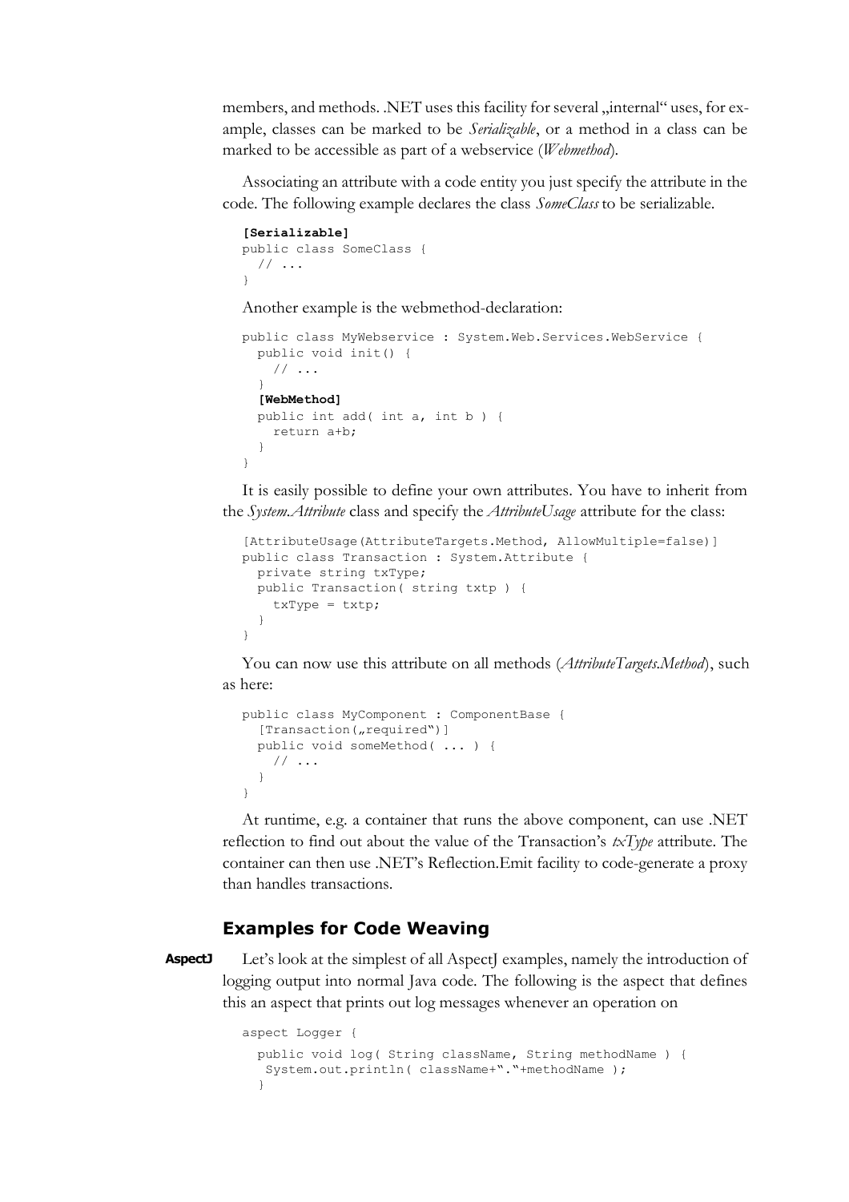members, and methods. .NET uses this facility for several „internal“ uses, for example, classes can be marked to be *Serializable*, or a method in a class can be marked to be accessible as part of a webservice (*Webmethod*).

Associating an attribute with a code entity you just specify the attribute in the code. The following example declares the class *SomeClass* to be serializable.

```
[Serializable]
public class SomeClass {
  // ...
}
```

Another example is the webmethod-declaration:

```
public class MyWebservice : System.Web.Services.WebService {
  public void init() {
    // ...
  }
  [WebMethod]
  public int add( int a, int b ) {
    return a+b;
  }
}
```

It is easily possible to define your own attributes. You have to inherit from the *System.Attribute* class and specify the *AttributeUsage* attribute for the class:

```
[AttributeUsage(AttributeTargets.Method, AllowMultiple=false)]
public class Transaction : System.Attribute {
  private string txType;
  public Transaction( string txtp ) {
    txType = txtp;
  }
}
```

You can now use this attribute on all methods (*AttributeTargets.Method*), such as here:

```
public class MyComponent : ComponentBase {
  [Transaction(„required“)]
  public void someMethod( ... ) {
    // ...
  }
}
```

At runtime, e.g. a container that runs the above component, can use .NET reflection to find out about the value of the Transaction's *txType* attribute. The container can then use .NET's Reflection.Emit facility to code-generate a proxy than handles transactions.

## Examples for Code Weaving

**AspectJ** Let's look at the simplest of all AspectJ examples, namely the introduction of logging output into normal Java code. The following is the aspect that defines this an aspect that prints out log messages whenever an operation on

```
aspect Logger {

  public void log( String className, String methodName ) {
   System.out.println( className+“.“+methodName );
  }
```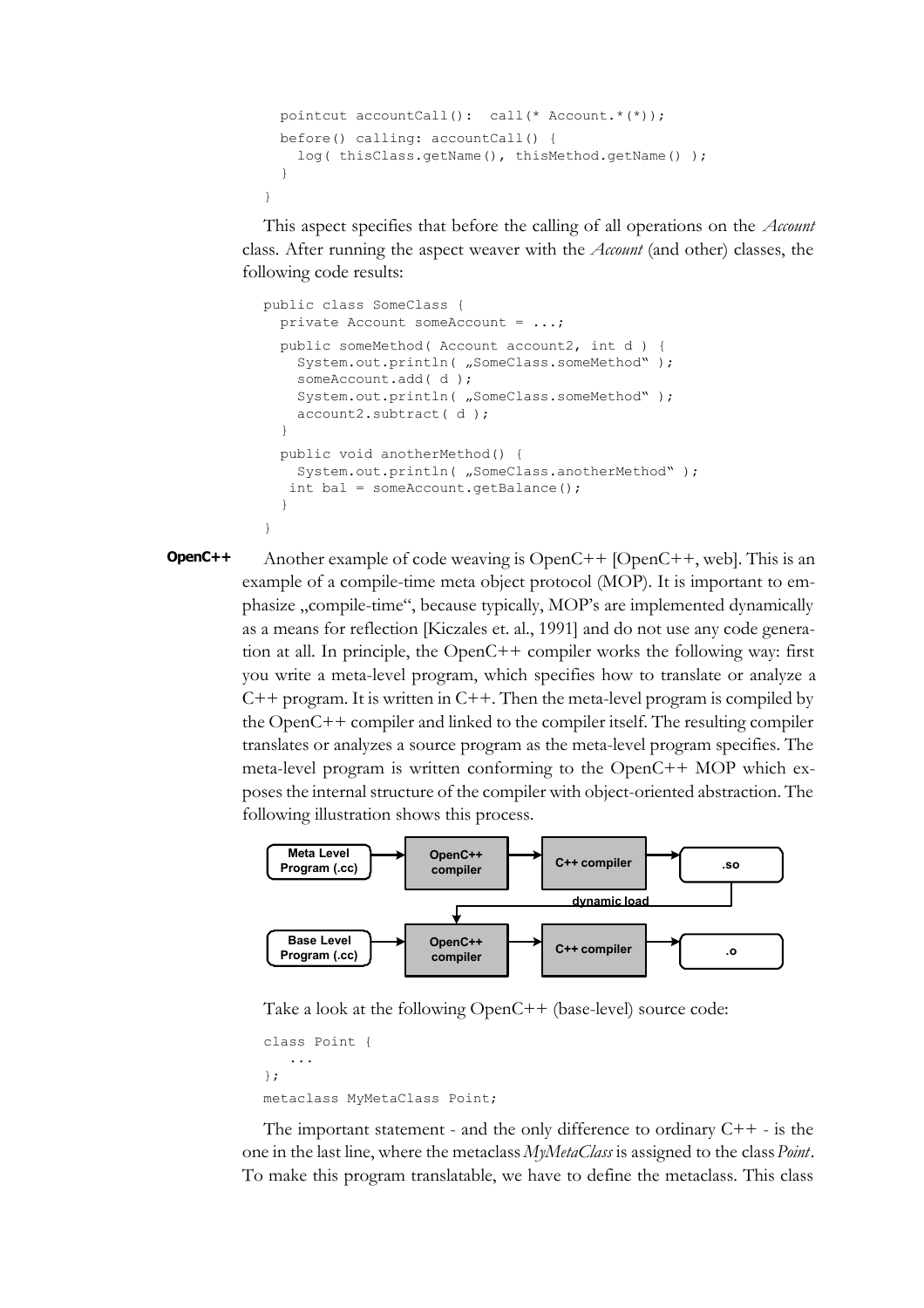```
  pointcut accountCall():  call(* Account.*(*));
  before() calling: accountCall() {
    log( thisClass.getName(), thisMethod.getName() );
  }
}
```

This aspect specifies that before the calling of all operations on the *Account* class. After running the aspect weaver with the *Account* (and other) classes, the following code results:

```
public class SomeClass {
  private Account someAccount = ...;
  public someMethod( Account account2, int d ) {
    System.out.println( „SomeClass.someMethod" );
    someAccount.add( d );
    System.out.println( „SomeClass.someMethod" );
    account2.subtract( d );
  }
  public void anotherMethod() {
    System.out.println( „SomeClass.anotherMethod" );
   int bal = someAccount.getBalance();
  }
}
```

**OpenC++**

Another example of code weaving is OpenC++ [OpenC++, web]. This is an example of a compile-time meta object protocol (MOP). It is important to emphasize „compile-time", because typically, MOP's are implemented dynamically as a means for reflection [Kiczales et. al., 1991] and do not use any code generation at all. In principle, the OpenC++ compiler works the following way: first you write a meta-level program, which specifies how to translate or analyze a C++ program. It is written in C++. Then the meta-level program is compiled by the OpenC++ compiler and linked to the compiler itself. The resulting compiler translates or analyzes a source program as the meta-level program specifies. The meta-level program is written conforming to the OpenC++ MOP which exposes the internal structure of the compiler with object-oriented abstraction. The following illustration shows this process.

Meta Level Program (.cc) → OpenC++ compiler → C++ compiler → .so

dynamic load

Base Level Program (.cc) → OpenC++ compiler → C++ compiler → .o

Take a look at the following OpenC++ (base-level) source code:

```
class Point {
   ...
};
metaclass MyMetaClass Point;
```

The important statement - and the only difference to ordinary C++ - is the one in the last line, where the metaclass *MyMetaClass* is assigned to the class *Point*. To make this program translatable, we have to define the metaclass. This class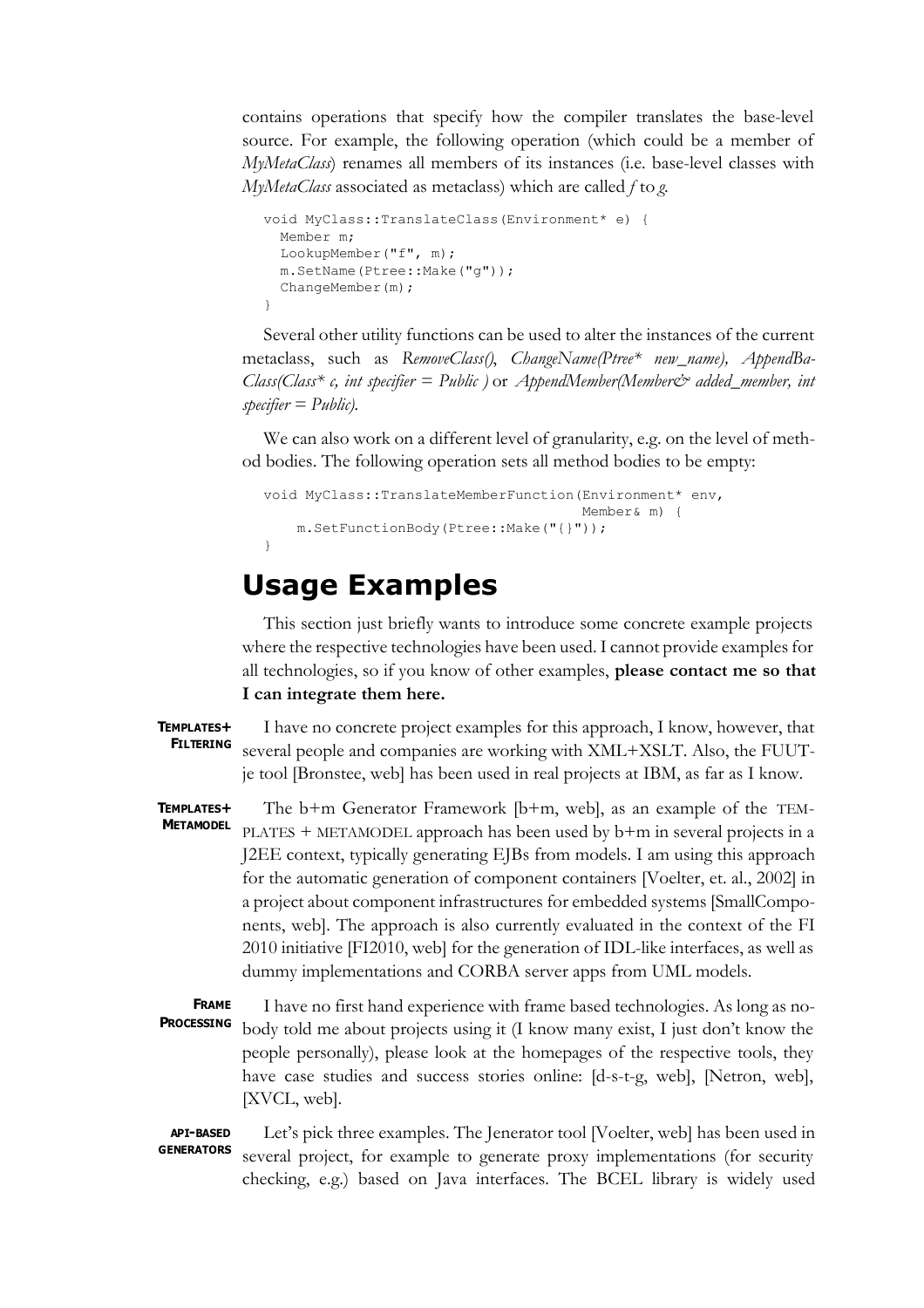contains operations that specify how the compiler translates the base-level source. For example, the following operation (which could be a member of *MyMetaClass*) renames all members of its instances (i.e. base-level classes with *MyMetaClass* associated as metaclass) which are called *f* to *g*.

```
void MyClass::TranslateClass(Environment* e) {
  Member m;
  LookupMember("f", m);
  m.SetName(Ptree::Make("g"));
  ChangeMember(m);
}
```

Several other utility functions can be used to alter the instances of the current metaclass, such as *RemoveClass()*, *ChangeName(Ptree* new_name)*, *AppendBaClass(Class* c, int specifier = Public )* or *AppendMember(Member& added_member, int specifier = Public)*.

We can also work on a different level of granularity, e.g. on the level of method bodies. The following operation sets all method bodies to be empty:

```
void MyClass::TranslateMemberFunction(Environment* env,
                                      Member& m) {
    m.SetFunctionBody(Ptree::Make("{}"));
}
```

# Usage Examples

This section just briefly wants to introduce some concrete example projects where the respective technologies have been used. I cannot provide examples for all technologies, so if you know of other examples, **please contact me so that I can integrate them here.**

**TEMPLATES+ FILTERING** I have no concrete project examples for this approach, I know, however, that several people and companies are working with XML+XSLT. Also, the FUUTje tool [Bronstee, web] has been used in real projects at IBM, as far as I know.

**TEMPLATES+ METAMODEL** The b+m Generator Framework [b+m, web], as an example of the TEMPLATES + METAMODEL approach has been used by b+m in several projects in a J2EE context, typically generating EJBs from models. I am using this approach for the automatic generation of component containers [Voelter, et. al., 2002] in a project about component infrastructures for embedded systems [SmallComponents, web]. The approach is also currently evaluated in the context of the FI 2010 initiative [FI2010, web] for the generation of IDL-like interfaces, as well as dummy implementations and CORBA server apps from UML models.

**FRAME PROCESSING** I have no first hand experience with frame based technologies. As long as nobody told me about projects using it (I know many exist, I just don't know the people personally), please look at the homepages of the respective tools, they have case studies and success stories online: [d-s-t-g, web], [Netron, web], [XVCL, web].

**API-BASED GENERATORS** Let's pick three examples. The Jenerator tool [Voelter, web] has been used in several project, for example to generate proxy implementations (for security checking, e.g.) based on Java interfaces. The BCEL library is widely used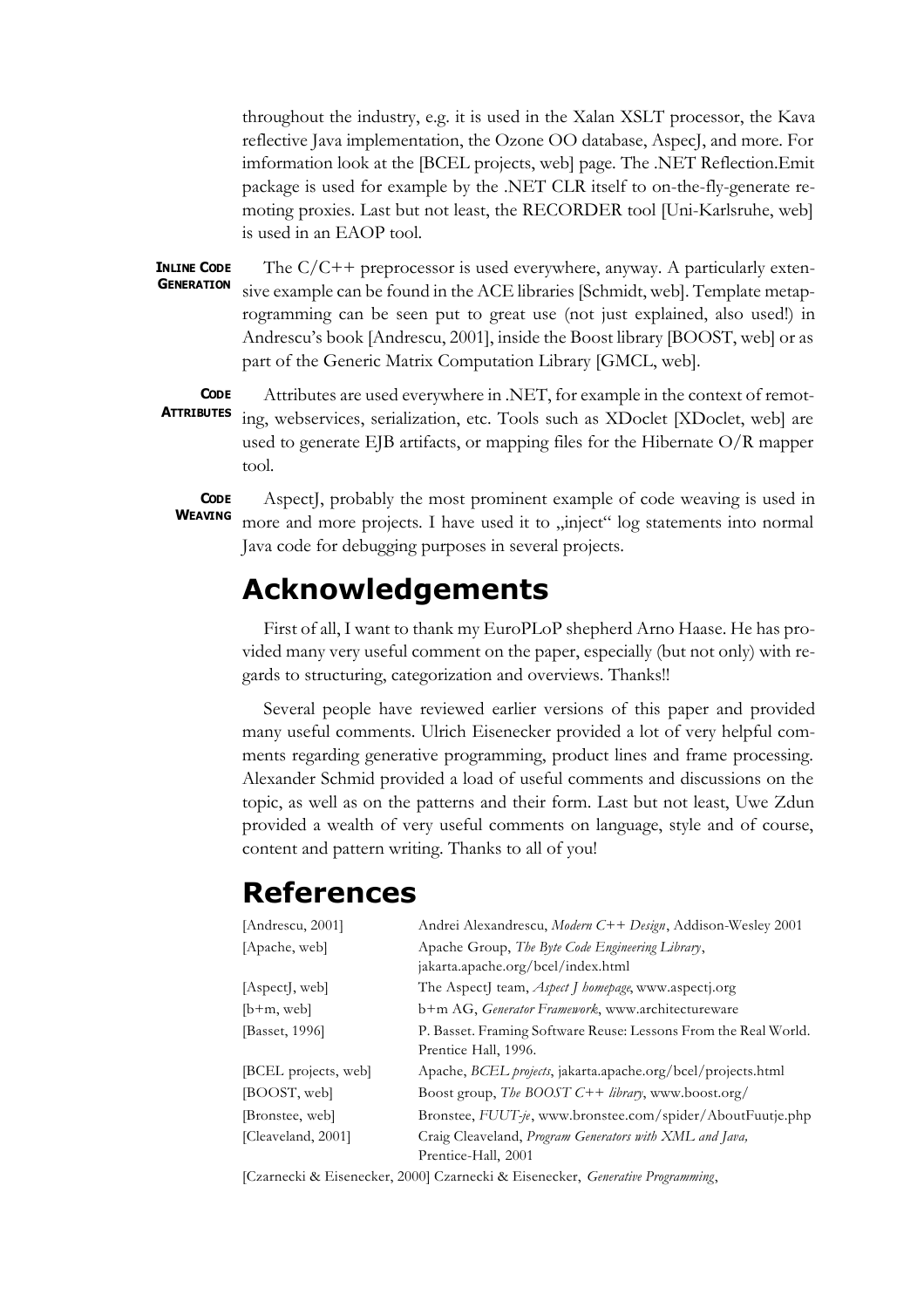throughout the industry, e.g. it is used in the Xalan XSLT processor, the Kava reflective Java implementation, the Ozone OO database, AspecJ, and more. For imformation look at the [BCEL projects, web] page. The .NET Reflection.Emit package is used for example by the .NET CLR itself to on-the-fly-generate remoting proxies. Last but not least, the RECORDER tool [Uni-Karlsruhe, web] is used in an EAOP tool.

**INLINE CODE GENERATION** The C/C++ preprocessor is used everywhere, anyway. A particularly extensive example can be found in the ACE libraries [Schmidt, web]. Template metaprogramming can be seen put to great use (not just explained, also used!) in Andrescu's book [Andrescu, 2001], inside the Boost library [BOOST, web] or as part of the Generic Matrix Computation Library [GMCL, web].

**CODE ATTRIBUTES** Attributes are used everywhere in .NET, for example in the context of remoting, webservices, serialization, etc. Tools such as XDoclet [XDoclet, web] are used to generate EJB artifacts, or mapping files for the Hibernate O/R mapper tool.

**CODE WEAVING** AspectJ, probably the most prominent example of code weaving is used in more and more projects. I have used it to „inject" log statements into normal Java code for debugging purposes in several projects.

# Acknowledgements

First of all, I want to thank my EuroPLoP shepherd Arno Haase. He has provided many very useful comment on the paper, especially (but not only) with regards to structuring, categorization and overviews. Thanks!!

Several people have reviewed earlier versions of this paper and provided many useful comments. Ulrich Eisenecker provided a lot of very helpful comments regarding generative programming, product lines and frame processing. Alexander Schmid provided a load of useful comments and discussions on the topic, as well as on the patterns and their form. Last but not least, Uwe Zdun provided a wealth of very useful comments on language, style and of course, content and pattern writing. Thanks to all of you!

# References

[Andrescu, 2001] Andrei Alexandrescu, *Modern C++ Design*, Addison-Wesley 2001

[Apache, web] Apache Group, *The Byte Code Engineering Library*, jakarta.apache.org/bcel/index.html

[AspectJ, web] The AspectJ team, *Aspect J homepage*, www.aspectj.org

[b+m, web] b+m AG, *Generator Framework*, www.architectureware

[Basset, 1996] P. Basset. Framing Software Reuse: Lessons From the Real World. Prentice Hall, 1996.

[BCEL projects, web] Apache, *BCEL projects*, jakarta.apache.org/bcel/projects.html

[BOOST, web] Boost group, *The BOOST C++ library*, www.boost.org/

[Bronstee, web] Bronstee, *FUUT-je*, www.bronstee.com/spider/AboutFuutje.php

[Cleaveland, 2001] Craig Cleaveland, *Program Generators with XML and Java,* Prentice-Hall, 2001

[Czarnecki & Eisenecker, 2000] Czarnecki & Eisenecker, *Generative Programming*,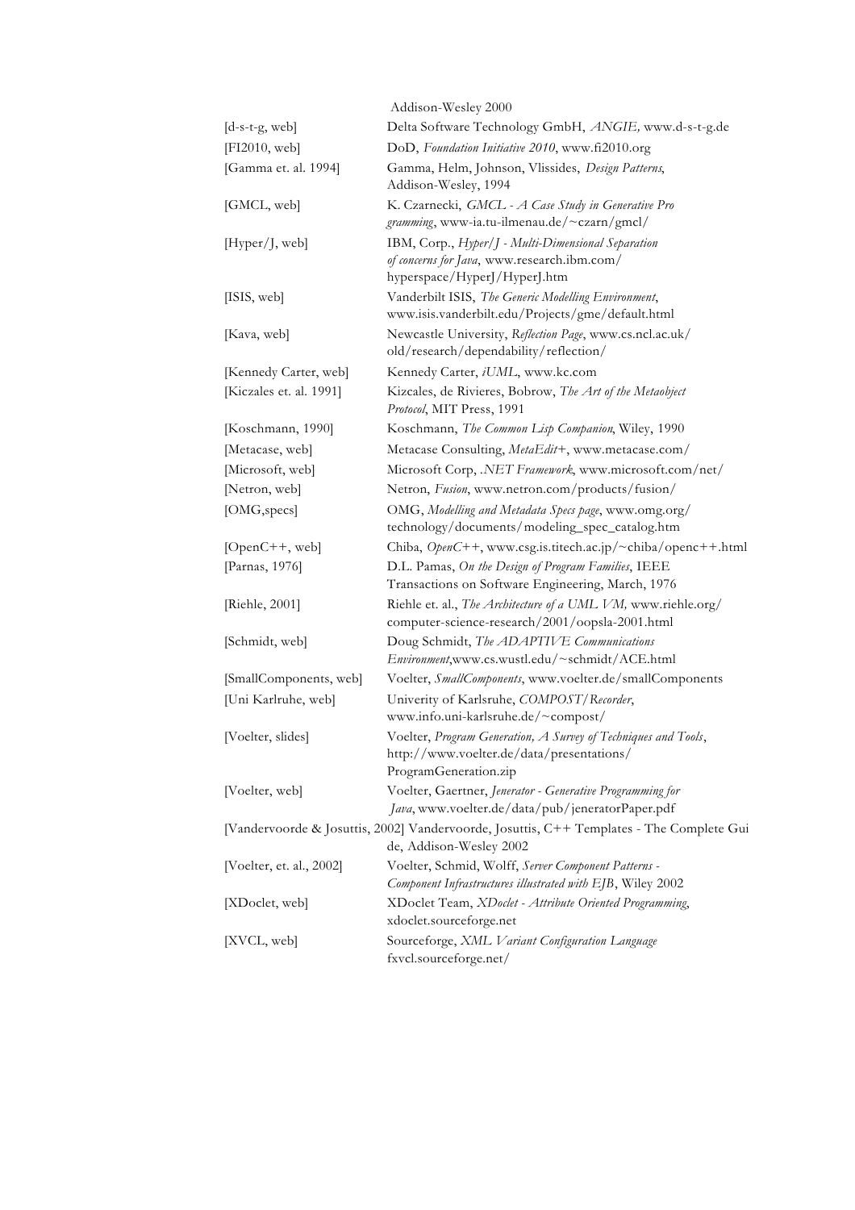Addison-Wesley 2000

| | |
|---|---|
| [d-s-t-g, web] | Delta Software Technology GmbH, *ANGIE,* www.d-s-t-g.de |
| [FI2010, web] | DoD, *Foundation Initiative 2010*, www.fi2010.org |
| [Gamma et. al. 1994] | Gamma, Helm, Johnson, Vlissides, *Design Patterns*, Addison-Wesley, 1994 |
| [GMCL, web] | K. Czarnecki, *GMCL - A Case Study in Generative Pro gramming*, www-ia.tu-ilmenau.de/~czarn/gmcl/ |
| [Hyper/J, web] | IBM, Corp., *Hyper/J - Multi-Dimensional Separation of concerns for Java*, www.research.ibm.com/ hyperspace/HyperJ/HyperJ.htm |
| [ISIS, web] | Vanderbilt ISIS, *The Generic Modelling Environment*, www.isis.vanderbilt.edu/Projects/gme/default.html |
| [Kava, web] | Newcastle University, *Reflection Page*, www.cs.ncl.ac.uk/ old/research/dependability/reflection/ |
| [Kennedy Carter, web] | Kennedy Carter, *iUML*, www.kc.com |
| [Kiczales et. al. 1991] | Kizcales, de Rivieres, Bobrow, *The Art of the Metaobject Protocol*, MIT Press, 1991 |
| [Koschmann, 1990] | Koschmann, *The Common Lisp Companion*, Wiley, 1990 |
| [Metacase, web] | Metacase Consulting, *MetaEdit+*, www.metacase.com/ |
| [Microsoft, web] | Microsoft Corp, *.NET Framework*, www.microsoft.com/net/ |
| [Netron, web] | Netron, *Fusion*, www.netron.com/products/fusion/ |
| [OMG,specs] | OMG, *Modelling and Metadata Specs page*, www.omg.org/ technology/documents/modeling_spec_catalog.htm |
| [OpenC++, web] | Chiba, *OpenC++*, www.csg.is.titech.ac.jp/~chiba/openc++.html |
| [Parnas, 1976] | D.L. Parnas, *On the Design of Program Families*, IEEE Transactions on Software Engineering, March, 1976 |
| [Riehle, 2001] | Riehle et. al., *The Architecture of a UML VM,* www.riehle.org/ computer-science-research/2001/oopsla-2001.html |
| [Schmidt, web] | Doug Schmidt, *The ADAPTIVE Communications Environment*,www.cs.wustl.edu/~schmidt/ACE.html |
| [SmallComponents, web] | Voelter, *SmallComponents*, www.voelter.de/smallComponents |
| [Uni Karlruhe, web] | Univerity of Karlsruhe, *COMPOST/Recorder*, www.info.uni-karlsruhe.de/~compost/ |
| [Voelter, slides] | Voelter, *Program Generation, A Survey of Techniques and Tools*, http://www.voelter.de/data/presentations/ ProgramGeneration.zip |
| [Voelter, web] | Voelter, Gaertner, *Jenerator - Generative Programming for Java*, www.voelter.de/data/pub/jeneratorPaper.pdf |
| [Vandervoorde & Josuttis, 2002] | Vandervoorde, Josuttis, C++ Templates - The Complete Gui de, Addison-Wesley 2002 |
| [Voelter, et. al., 2002] | Voelter, Schmid, Wolff, *Server Component Patterns - Component Infrastructures illustrated with EJB*, Wiley 2002 |
| [XDoclet, web] | XDoclet Team, *XDoclet - Attribute Oriented Programming*, xdoclet.sourceforge.net |
| [XVCL, web] | Sourceforge, *XML Variant Configuration Language* fxvcl.sourceforge.net/ |